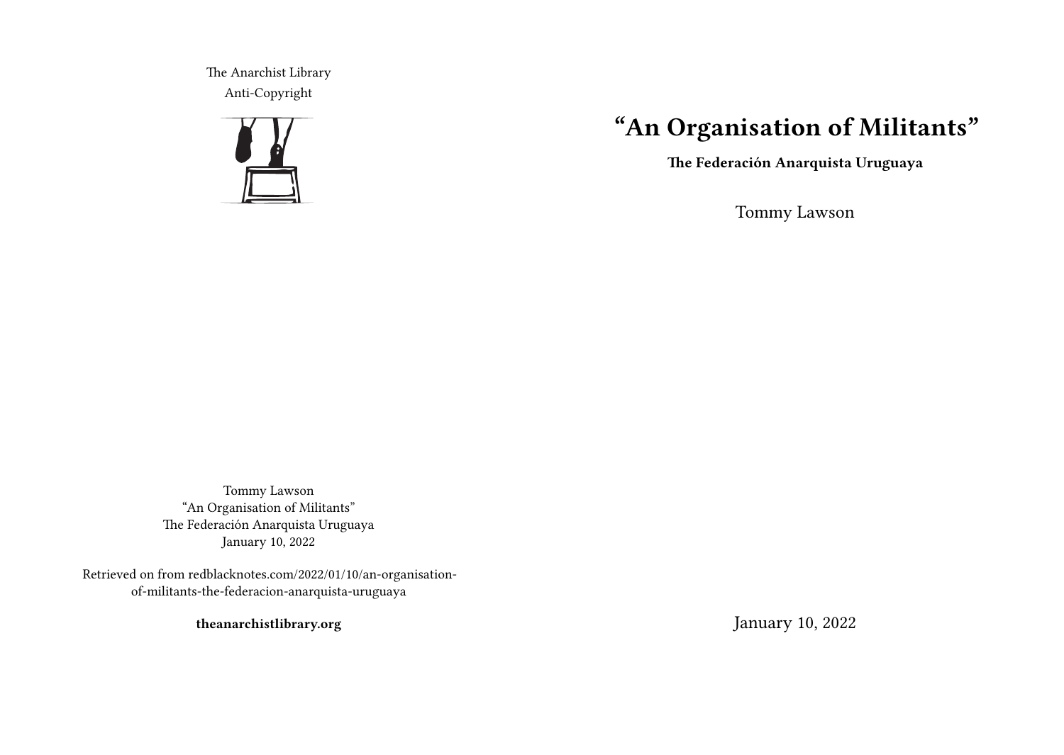# “An Organisation of Militants”

**The Federación Anarquista Uruguaya**

Tommy Lawson

January 10, 2022

The Anarchist Library
Anti-Copyright

Tommy Lawson
“An Organisation of Militants”
The Federación Anarquista Uruguaya
January 10, 2022

Retrieved on from redblacknotes.com/2022/01/10/an-organisation-of-militants-the-federacion-anarquista-uruguaya

**theanarchistlibrary.org**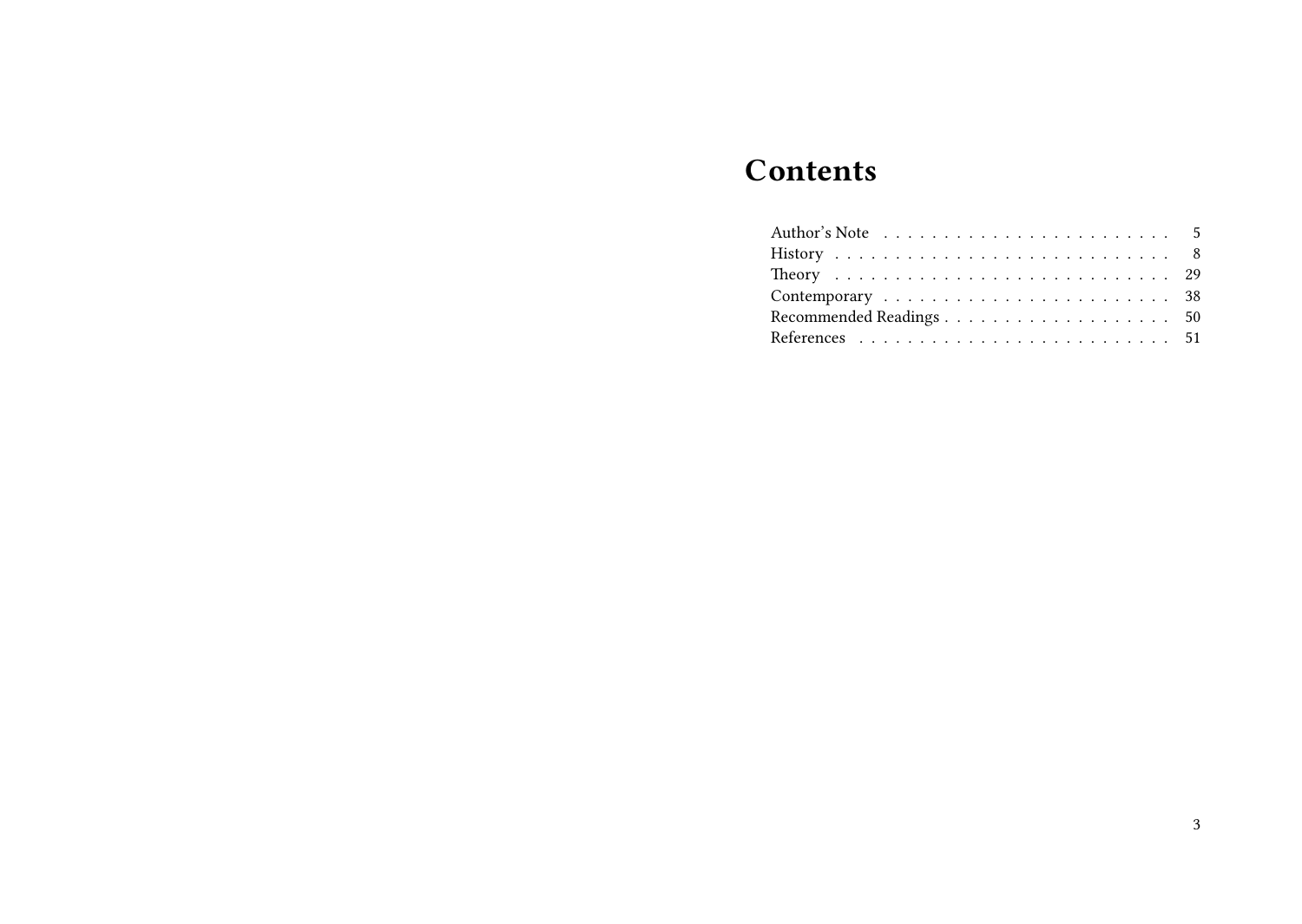# Contents

Author's Note . . . . . . . . . . . . . . . . . . . . . . . . 5
History . . . . . . . . . . . . . . . . . . . . . . . . . . . 8
Theory . . . . . . . . . . . . . . . . . . . . . . . . . . . 29
Contemporary . . . . . . . . . . . . . . . . . . . . . . . . 38
Recommended Readings . . . . . . . . . . . . . . . . . . . . 50
References . . . . . . . . . . . . . . . . . . . . . . . . . 51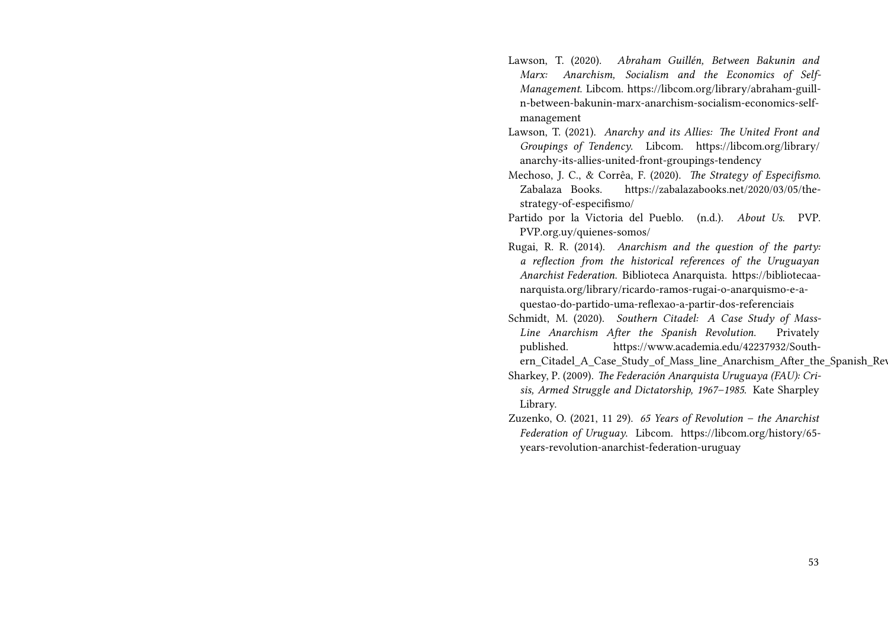Lawson, T. (2020). *Abraham Guillén, Between Bakunin and Marx: Anarchism, Socialism and the Economics of Self-Management*. Libcom. https://libcom.org/library/abraham-guill-n-between-bakunin-marx-anarchism-socialism-economics-self-management

Lawson, T. (2021). *Anarchy and its Allies: The United Front and Groupings of Tendency*. Libcom. https://libcom.org/library/anarchy-its-allies-united-front-groupings-tendency

Mechoso, J. C., & Corrêa, F. (2020). *The Strategy of Especifismo*. Zabalaza Books. https://zabalazabooks.net/2020/03/05/the-strategy-of-especifismo/

Partido por la Victoria del Pueblo. (n.d.). *About Us*. PVP. PVP.org.uy/quienes-somos/

Rugai, R. R. (2014). *Anarchism and the question of the party: a reflection from the historical references of the Uruguayan Anarchist Federation*. Biblioteca Anarquista. https://bibliotecaanarquista.org/library/ricardo-ramos-rugai-o-anarquismo-e-a-questao-do-partido-uma-reflexao-a-partir-dos-referenciais

Schmidt, M. (2020). *Southern Citadel: A Case Study of Mass-Line Anarchism After the Spanish Revolution*. Privately published. https://www.academia.edu/42237932/Southern_Citadel_A_Case_Study_of_Mass_line_Anarchism_After_the_Spanish_Rev

Sharkey, P. (2009). *The Federación Anarquista Uruguaya (FAU): Crisis, Armed Struggle and Dictatorship, 1967–1985*. Kate Sharpley Library.

Zuzenko, O. (2021, 11 29). *65 Years of Revolution – the Anarchist Federation of Uruguay*. Libcom. https://libcom.org/history/65-years-revolution-anarchist-federation-uruguay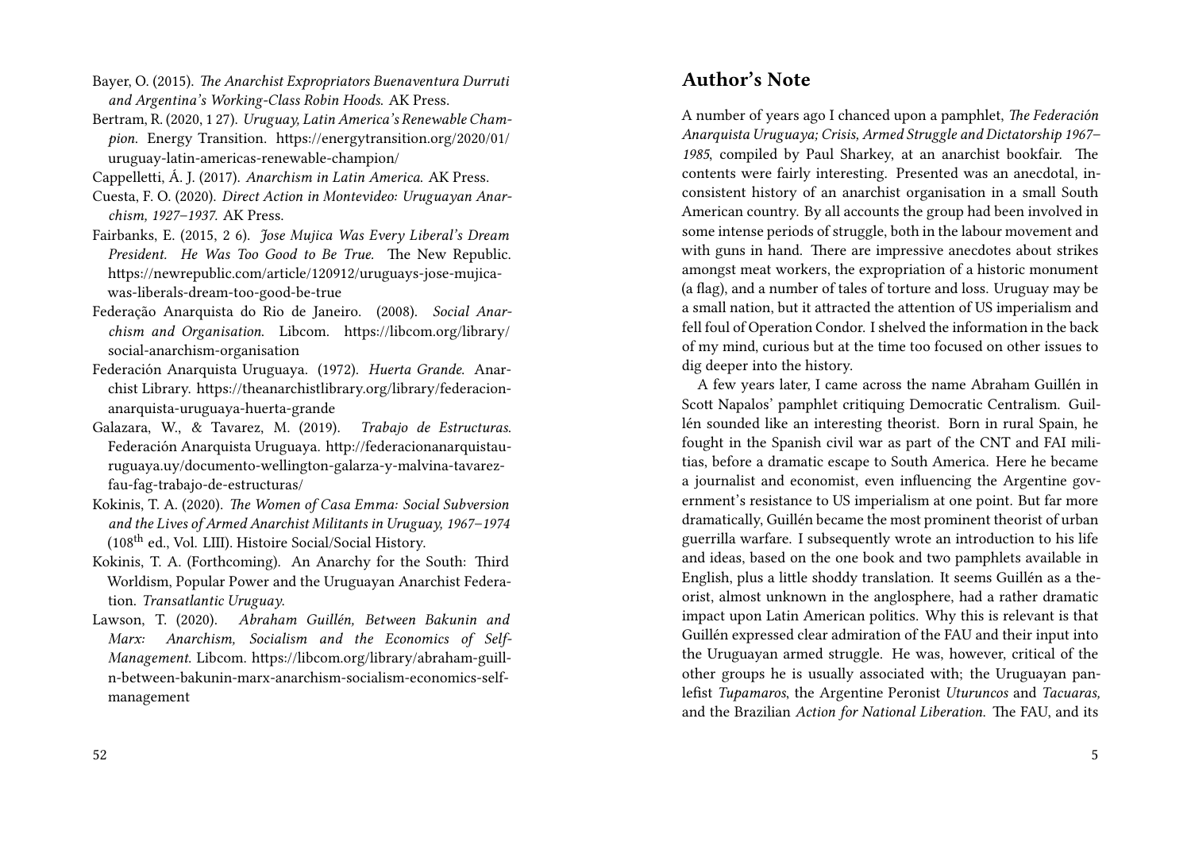Bayer, O. (2015). *The Anarchist Expropriators Buenaventura Durruti and Argentina's Working-Class Robin Hoods.* AK Press.

Bertram, R. (2020, 1 27). *Uruguay, Latin America's Renewable Champion.* Energy Transition. https://energytransition.org/2020/01/uruguay-latin-americas-renewable-champion/

Cappelletti, Á. J. (2017). *Anarchism in Latin America.* AK Press.

Cuesta, F. O. (2020). *Direct Action in Montevideo: Uruguayan Anarchism, 1927–1937.* AK Press.

Fairbanks, E. (2015, 2 6). *Jose Mujica Was Every Liberal's Dream President. He Was Too Good to Be True.* The New Republic. https://newrepublic.com/article/120912/uruguays-jose-mujica-was-liberals-dream-too-good-be-true

Federação Anarquista do Rio de Janeiro. (2008). *Social Anarchism and Organisation.* Libcom. https://libcom.org/library/social-anarchism-organisation

Federación Anarquista Uruguaya. (1972). *Huerta Grande.* Anarchist Library. https://theanarchistlibrary.org/library/federacion-anarquista-uruguaya-huerta-grande

Galazara, W., & Tavarez, M. (2019). *Trabajo de Estructuras.* Federación Anarquista Uruguaya. http://federacionanarquistauruguaya.uy/documento-wellington-galarza-y-malvina-tavarez-fau-fag-trabajo-de-estructuras/

Kokinis, T. A. (2020). *The Women of Casa Emma: Social Subversion and the Lives of Armed Anarchist Militants in Uruguay, 1967–1974* (108th ed., Vol. LIII). Histoire Social/Social History.

Kokinis, T. A. (Forthcoming). An Anarchy for the South: Third Worldism, Popular Power and the Uruguayan Anarchist Federation. *Transatlantic Uruguay.*

Lawson, T. (2020). *Abraham Guillén, Between Bakunin and Marx: Anarchism, Socialism and the Economics of Self-Management.* Libcom. https://libcom.org/library/abraham-guill-n-between-bakunin-marx-anarchism-socialism-economics-self-management

## Author's Note

A number of years ago I chanced upon a pamphlet, *The Federación Anarquista Uruguaya; Crisis, Armed Struggle and Dictatorship 1967–1985*, compiled by Paul Sharkey, at an anarchist bookfair. The contents were fairly interesting. Presented was an anecdotal, inconsistent history of an anarchist organisation in a small South American country. By all accounts the group had been involved in some intense periods of struggle, both in the labour movement and with guns in hand. There are impressive anecdotes about strikes amongst meat workers, the expropriation of a historic monument (a flag), and a number of tales of torture and loss. Uruguay may be a small nation, but it attracted the attention of US imperialism and fell foul of Operation Condor. I shelved the information in the back of my mind, curious but at the time too focused on other issues to dig deeper into the history.

A few years later, I came across the name Abraham Guillén in Scott Napalos' pamphlet critiquing Democratic Centralism. Guillén sounded like an interesting theorist. Born in rural Spain, he fought in the Spanish civil war as part of the CNT and FAI militias, before a dramatic escape to South America. Here he became a journalist and economist, even influencing the Argentine government's resistance to US imperialism at one point. But far more dramatically, Guillén became the most prominent theorist of urban guerrilla warfare. I subsequently wrote an introduction to his life and ideas, based on the one book and two pamphlets available in English, plus a little shoddy translation. It seems Guillén as a theorist, almost unknown in the anglosphere, had a rather dramatic impact upon Latin American politics. Why this is relevant is that Guillén expressed clear admiration of the FAU and their input into the Uruguayan armed struggle. He was, however, critical of the other groups he is usually associated with; the Uruguayan panlefist *Tupamaros*, the Argentine Peronist *Uturuncos* and *Tacuaras,* and the Brazilian *Action for National Liberation.* The FAU, and its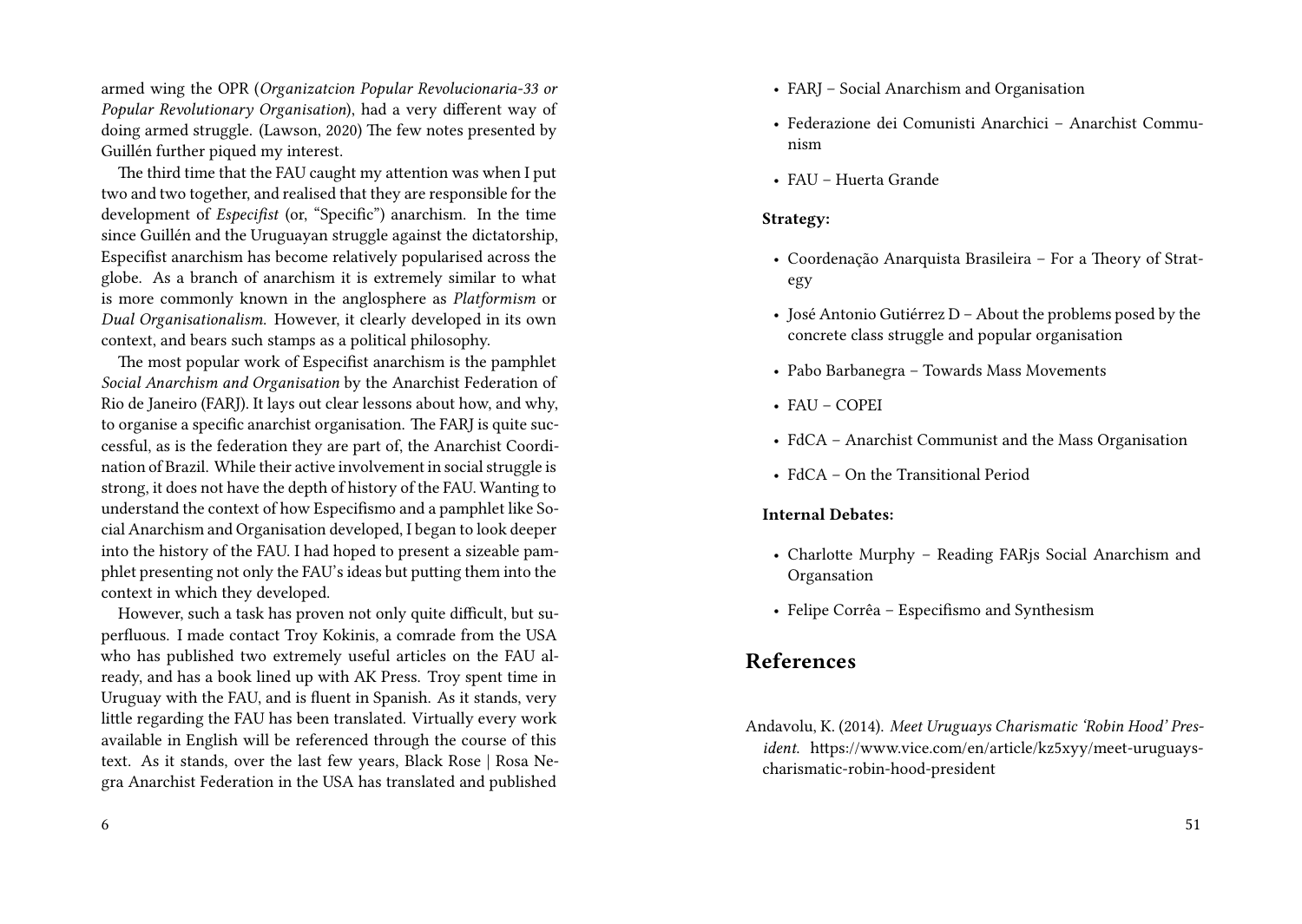armed wing the OPR (*Organizatcion Popular Revolucionaria-33 or Popular Revolutionary Organisation*), had a very different way of doing armed struggle. (Lawson, 2020) The few notes presented by Guillén further piqued my interest.

The third time that the FAU caught my attention was when I put two and two together, and realised that they are responsible for the development of *Especifist* (or, "Specific") anarchism. In the time since Guillén and the Uruguayan struggle against the dictatorship, Especifist anarchism has become relatively popularised across the globe. As a branch of anarchism it is extremely similar to what is more commonly known in the anglosphere as *Platformism* or *Dual Organisationalism*. However, it clearly developed in its own context, and bears such stamps as a political philosophy.

The most popular work of Especifist anarchism is the pamphlet *Social Anarchism and Organisation* by the Anarchist Federation of Rio de Janeiro (FARJ). It lays out clear lessons about how, and why, to organise a specific anarchist organisation. The FARJ is quite successful, as is the federation they are part of, the Anarchist Coordination of Brazil. While their active involvement in social struggle is strong, it does not have the depth of history of the FAU. Wanting to understand the context of how Especifismo and a pamphlet like Social Anarchism and Organisation developed, I began to look deeper into the history of the FAU. I had hoped to present a sizeable pamphlet presenting not only the FAU's ideas but putting them into the context in which they developed.

However, such a task has proven not only quite difficult, but superfluous. I made contact Troy Kokinis, a comrade from the USA who has published two extremely useful articles on the FAU already, and has a book lined up with AK Press. Troy spent time in Uruguay with the FAU, and is fluent in Spanish. As it stands, very little regarding the FAU has been translated. Virtually every work available in English will be referenced through the course of this text. As it stands, over the last few years, Black Rose | Rosa Negra Anarchist Federation in the USA has translated and published

- FARJ – Social Anarchism and Organisation
- Federazione dei Comunisti Anarchici – Anarchist Communism
- FAU – Huerta Grande

**Strategy:**

- Coordenação Anarquista Brasileira – For a Theory of Strategy
- José Antonio Gutiérrez D – About the problems posed by the concrete class struggle and popular organisation
- Pabo Barbanegra – Towards Mass Movements
- FAU – COPEI
- FdCA – Anarchist Communist and the Mass Organisation
- FdCA – On the Transitional Period

**Internal Debates:**

- Charlotte Murphy – Reading FARjs Social Anarchism and Organsation
- Felipe Corrêa – Especifismo and Synthesism

## References

Andavolu, K. (2014). *Meet Uruguays Charismatic 'Robin Hood' President.* https://www.vice.com/en/article/kz5xyy/meet-uruguays-charismatic-robin-hood-president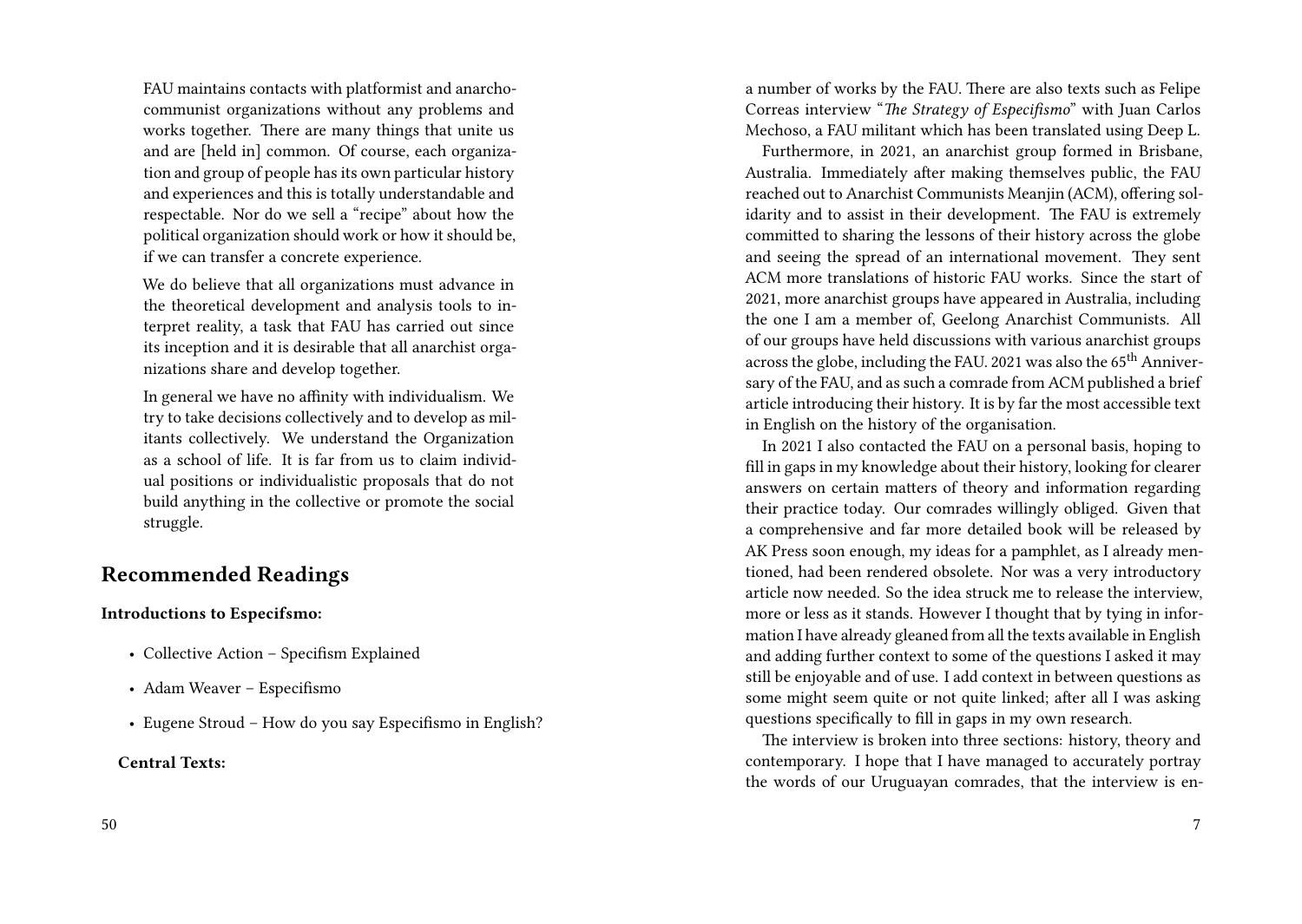FAU maintains contacts with platformist and anarcho-communist organizations without any problems and works together. There are many things that unite us and are [held in] common. Of course, each organization and group of people has its own particular history and experiences and this is totally understandable and respectable. Nor do we sell a "recipe" about how the political organization should work or how it should be, if we can transfer a concrete experience.

We do believe that all organizations must advance in the theoretical development and analysis tools to interpret reality, a task that FAU has carried out since its inception and it is desirable that all anarchist organizations share and develop together.

In general we have no affinity with individualism. We try to take decisions collectively and to develop as militants collectively. We understand the Organization as a school of life. It is far from us to claim individual positions or individualistic proposals that do not build anything in the collective or promote the social struggle.

## Recommended Readings

**Introductions to Especifsmo:**

- Collective Action – Specifism Explained
- Adam Weaver – Especifismo
- Eugene Stroud – How do you say Especifismo in English?

**Central Texts:**

a number of works by the FAU. There are also texts such as Felipe Correas interview "*The Strategy of Especifismo*" with Juan Carlos Mechoso, a FAU militant which has been translated using Deep L.

Furthermore, in 2021, an anarchist group formed in Brisbane, Australia. Immediately after making themselves public, the FAU reached out to Anarchist Communists Meanjin (ACM), offering solidarity and to assist in their development. The FAU is extremely committed to sharing the lessons of their history across the globe and seeing the spread of an international movement. They sent ACM more translations of historic FAU works. Since the start of 2021, more anarchist groups have appeared in Australia, including the one I am a member of, Geelong Anarchist Communists. All of our groups have held discussions with various anarchist groups across the globe, including the FAU. 2021 was also the 65th Anniversary of the FAU, and as such a comrade from ACM published a brief article introducing their history. It is by far the most accessible text in English on the history of the organisation.

In 2021 I also contacted the FAU on a personal basis, hoping to fill in gaps in my knowledge about their history, looking for clearer answers on certain matters of theory and information regarding their practice today. Our comrades willingly obliged. Given that a comprehensive and far more detailed book will be released by AK Press soon enough, my ideas for a pamphlet, as I already mentioned, had been rendered obsolete. Nor was a very introductory article now needed. So the idea struck me to release the interview, more or less as it stands. However I thought that by tying in information I have already gleaned from all the texts available in English and adding further context to some of the questions I asked it may still be enjoyable and of use. I add context in between questions as some might seem quite or not quite linked; after all I was asking questions specifically to fill in gaps in my own research.

The interview is broken into three sections: history, theory and contemporary. I hope that I have managed to accurately portray the words of our Uruguayan comrades, that the interview is en-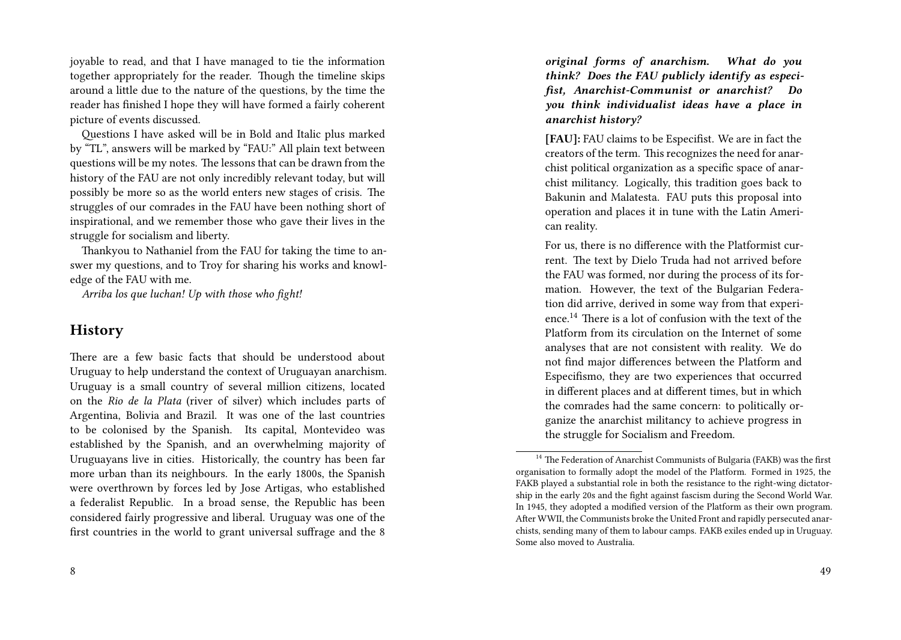joyable to read, and that I have managed to tie the information together appropriately for the reader. Though the timeline skips around a little due to the nature of the questions, by the time the reader has finished I hope they will have formed a fairly coherent picture of events discussed.

Questions I have asked will be in Bold and Italic plus marked by "TL", answers will be marked by "FAU:" All plain text between questions will be my notes. The lessons that can be drawn from the history of the FAU are not only incredibly relevant today, but will possibly be more so as the world enters new stages of crisis. The struggles of our comrades in the FAU have been nothing short of inspirational, and we remember those who gave their lives in the struggle for socialism and liberty.

Thankyou to Nathaniel from the FAU for taking the time to answer my questions, and to Troy for sharing his works and knowledge of the FAU with me.

*Arriba los que luchan! Up with those who fight!*

## History

There are a few basic facts that should be understood about Uruguay to help understand the context of Uruguayan anarchism. Uruguay is a small country of several million citizens, located on the *Rio de la Plata* (river of silver) which includes parts of Argentina, Bolivia and Brazil. It was one of the last countries to be colonised by the Spanish. Its capital, Montevideo was established by the Spanish, and an overwhelming majority of Uruguayans live in cities. Historically, the country has been far more urban than its neighbours. In the early 1800s, the Spanish were overthrown by forces led by Jose Artigas, who established a federalist Republic. In a broad sense, the Republic has been considered fairly progressive and liberal. Uruguay was one of the first countries in the world to grant universal suffrage and the 8

> ***original forms of anarchism. What do you think? Does the FAU publicly identify as especifist, Anarchist-Communist or anarchist? Do you think individualist ideas have a place in anarchist history?***
>
> **[FAU]:** FAU claims to be Especifist. We are in fact the creators of the term. This recognizes the need for anarchist political organization as a specific space of anarchist militancy. Logically, this tradition goes back to Bakunin and Malatesta. FAU puts this proposal into operation and places it in tune with the Latin American reality.
>
> For us, there is no difference with the Platformist current. The text by Dielo Truda had not arrived before the FAU was formed, nor during the process of its formation. However, the text of the Bulgarian Federation did arrive, derived in some way from that experience.[14] There is a lot of confusion with the text of the Platform from its circulation on the Internet of some analyses that are not consistent with reality. We do not find major differences between the Platform and Especifismo, they are two experiences that occurred in different places and at different times, but in which the comrades had the same concern: to politically organize the anarchist militancy to achieve progress in the struggle for Socialism and Freedom.

[14] The Federation of Anarchist Communists of Bulgaria (FAKB) was the first organisation to formally adopt the model of the Platform. Formed in 1925, the FAKB played a substantial role in both the resistance to the right-wing dictatorship in the early 20s and the fight against fascism during the Second World War. In 1945, they adopted a modified version of the Platform as their own program. After WWII, the Communists broke the United Front and rapidly persecuted anarchists, sending many of them to labour camps. FAKB exiles ended up in Uruguay. Some also moved to Australia.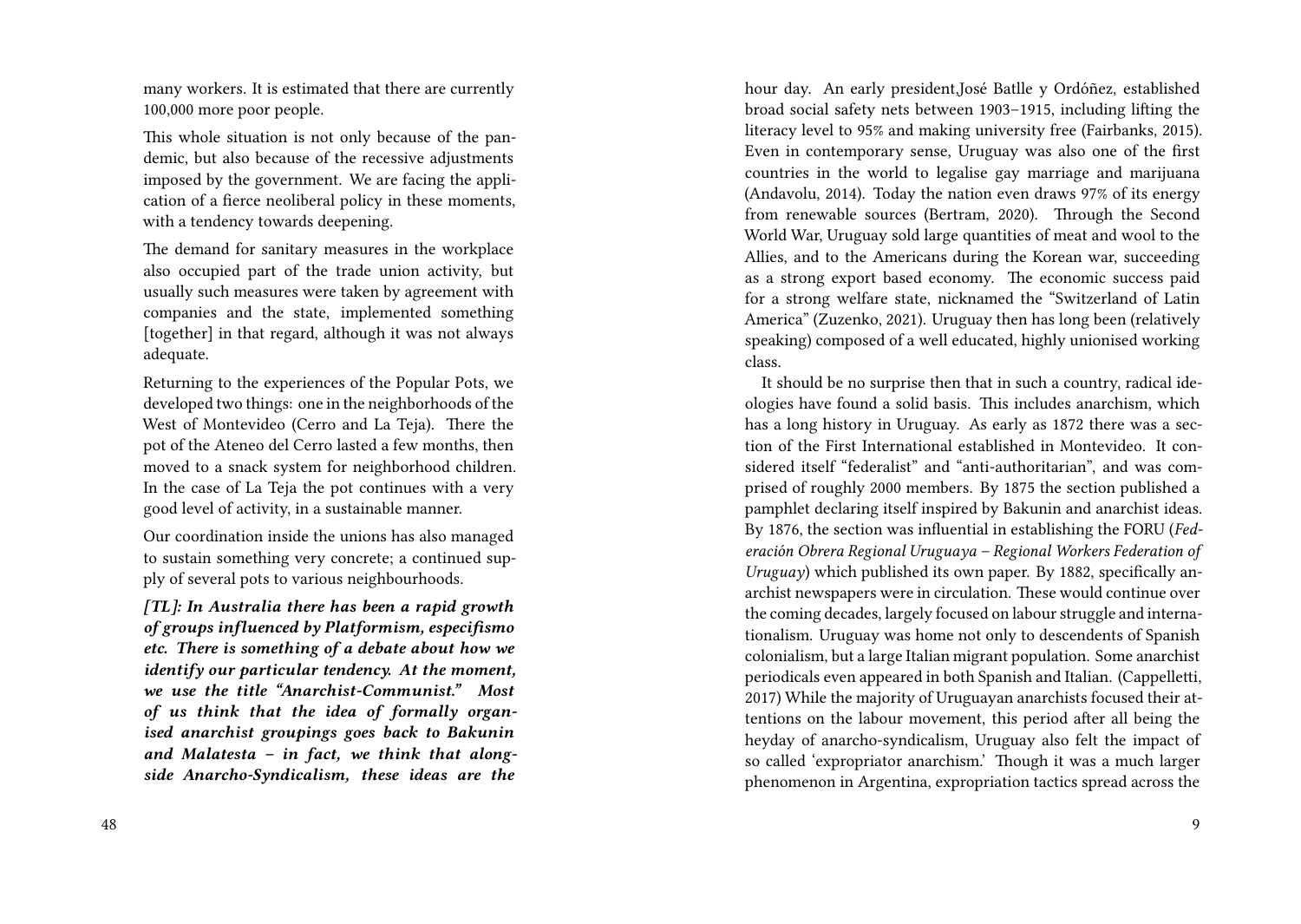many workers. It is estimated that there are currently 100,000 more poor people.

This whole situation is not only because of the pandemic, but also because of the recessive adjustments imposed by the government. We are facing the application of a fierce neoliberal policy in these moments, with a tendency towards deepening.

The demand for sanitary measures in the workplace also occupied part of the trade union activity, but usually such measures were taken by agreement with companies and the state, implemented something [together] in that regard, although it was not always adequate.

Returning to the experiences of the Popular Pots, we developed two things: one in the neighborhoods of the West of Montevideo (Cerro and La Teja). There the pot of the Ateneo del Cerro lasted a few months, then moved to a snack system for neighborhood children. In the case of La Teja the pot continues with a very good level of activity, in a sustainable manner.

Our coordination inside the unions has also managed to sustain something very concrete; a continued supply of several pots to various neighbourhoods.

***[TL]: In Australia there has been a rapid growth of groups influenced by Platformism, especifismo etc. There is something of a debate about how we identify our particular tendency. At the moment, we use the title "Anarchist-Communist." Most of us think that the idea of formally organised anarchist groupings goes back to Bakunin and Malatesta – in fact, we think that alongside Anarcho-Syndicalism, these ideas are the***

hour day. An early president,José Batlle y Ordóñez, established broad social safety nets between 1903–1915, including lifting the literacy level to 95% and making university free (Fairbanks, 2015). Even in contemporary sense, Uruguay was also one of the first countries in the world to legalise gay marriage and marijuana (Andavolu, 2014). Today the nation even draws 97% of its energy from renewable sources (Bertram, 2020). Through the Second World War, Uruguay sold large quantities of meat and wool to the Allies, and to the Americans during the Korean war, succeeding as a strong export based economy. The economic success paid for a strong welfare state, nicknamed the "Switzerland of Latin America" (Zuzenko, 2021). Uruguay then has long been (relatively speaking) composed of a well educated, highly unionised working class.

It should be no surprise then that in such a country, radical ideologies have found a solid basis. This includes anarchism, which has a long history in Uruguay. As early as 1872 there was a section of the First International established in Montevideo. It considered itself "federalist" and "anti-authoritarian", and was comprised of roughly 2000 members. By 1875 the section published a pamphlet declaring itself inspired by Bakunin and anarchist ideas. By 1876, the section was influential in establishing the FORU (*Federación Obrera Regional Uruguaya – Regional Workers Federation of Uruguay*) which published its own paper. By 1882, specifically anarchist newspapers were in circulation. These would continue over the coming decades, largely focused on labour struggle and internationalism. Uruguay was home not only to descendents of Spanish colonialism, but a large Italian migrant population. Some anarchist periodicals even appeared in both Spanish and Italian. (Cappelletti, 2017) While the majority of Uruguayan anarchists focused their attentions on the labour movement, this period after all being the heyday of anarcho-syndicalism, Uruguay also felt the impact of so called 'expropriator anarchism.' Though it was a much larger phenomenon in Argentina, expropriation tactics spread across the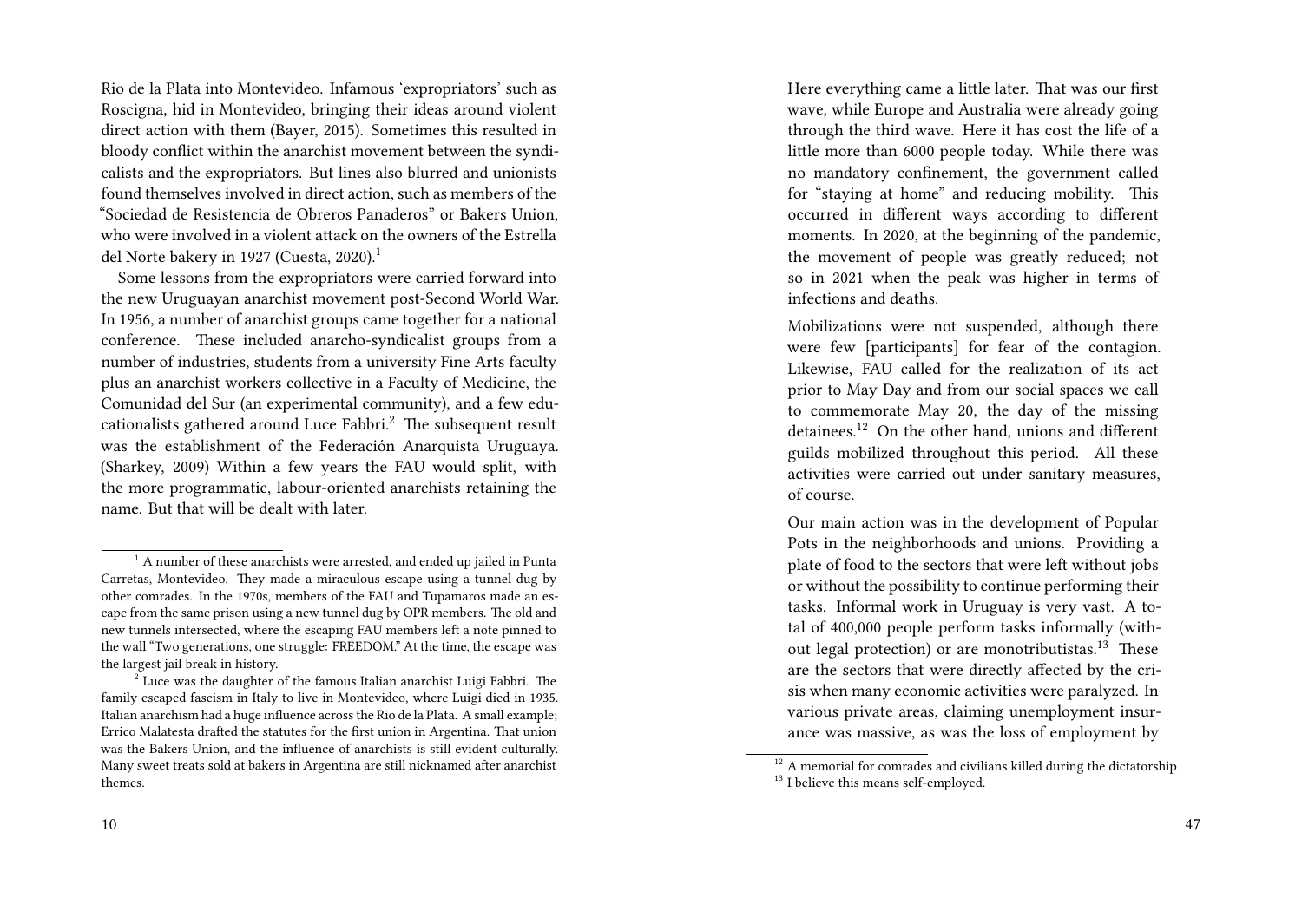Rio de la Plata into Montevideo. Infamous 'expropriators' such as Roscigna, hid in Montevideo, bringing their ideas around violent direct action with them (Bayer, 2015). Sometimes this resulted in bloody conflict within the anarchist movement between the syndicalists and the expropriators. But lines also blurred and unionists found themselves involved in direct action, such as members of the "Sociedad de Resistencia de Obreros Panaderos" or Bakers Union, who were involved in a violent attack on the owners of the Estrella del Norte bakery in 1927 (Cuesta, 2020).[1]

Some lessons from the expropriators were carried forward into the new Uruguayan anarchist movement post-Second World War. In 1956, a number of anarchist groups came together for a national conference. These included anarcho-syndicalist groups from a number of industries, students from a university Fine Arts faculty plus an anarchist workers collective in a Faculty of Medicine, the Comunidad del Sur (an experimental community), and a few educationalists gathered around Luce Fabbri.[2] The subsequent result was the establishment of the Federación Anarquista Uruguaya. (Sharkey, 2009) Within a few years the FAU would split, with the more programmatic, labour-oriented anarchists retaining the name. But that will be dealt with later.

[1] A number of these anarchists were arrested, and ended up jailed in Punta Carretas, Montevideo. They made a miraculous escape using a tunnel dug by other comrades. In the 1970s, members of the FAU and Tupamaros made an escape from the same prison using a new tunnel dug by OPR members. The old and new tunnels intersected, where the escaping FAU members left a note pinned to the wall "Two generations, one struggle: FREEDOM." At the time, the escape was the largest jail break in history.

[2] Luce was the daughter of the famous Italian anarchist Luigi Fabbri. The family escaped fascism in Italy to live in Montevideo, where Luigi died in 1935. Italian anarchism had a huge influence across the Rio de la Plata. A small example; Errico Malatesta drafted the statutes for the first union in Argentina. That union was the Bakers Union, and the influence of anarchists is still evident culturally. Many sweet treats sold at bakers in Argentina are still nicknamed after anarchist themes.

Here everything came a little later. That was our first wave, while Europe and Australia were already going through the third wave. Here it has cost the life of a little more than 6000 people today. While there was no mandatory confinement, the government called for "staying at home" and reducing mobility. This occurred in different ways according to different moments. In 2020, at the beginning of the pandemic, the movement of people was greatly reduced; not so in 2021 when the peak was higher in terms of infections and deaths.

Mobilizations were not suspended, although there were few [participants] for fear of the contagion. Likewise, FAU called for the realization of its act prior to May Day and from our social spaces we call to commemorate May 20, the day of the missing detainees.[12] On the other hand, unions and different guilds mobilized throughout this period. All these activities were carried out under sanitary measures, of course.

Our main action was in the development of Popular Pots in the neighborhoods and unions. Providing a plate of food to the sectors that were left without jobs or without the possibility to continue performing their tasks. Informal work in Uruguay is very vast. A total of 400,000 people perform tasks informally (without legal protection) or are monotributistas.[13] These are the sectors that were directly affected by the crisis when many economic activities were paralyzed. In various private areas, claiming unemployment insurance was massive, as was the loss of employment by

[12] A memorial for comrades and civilians killed during the dictatorship

[13] I believe this means self-employed.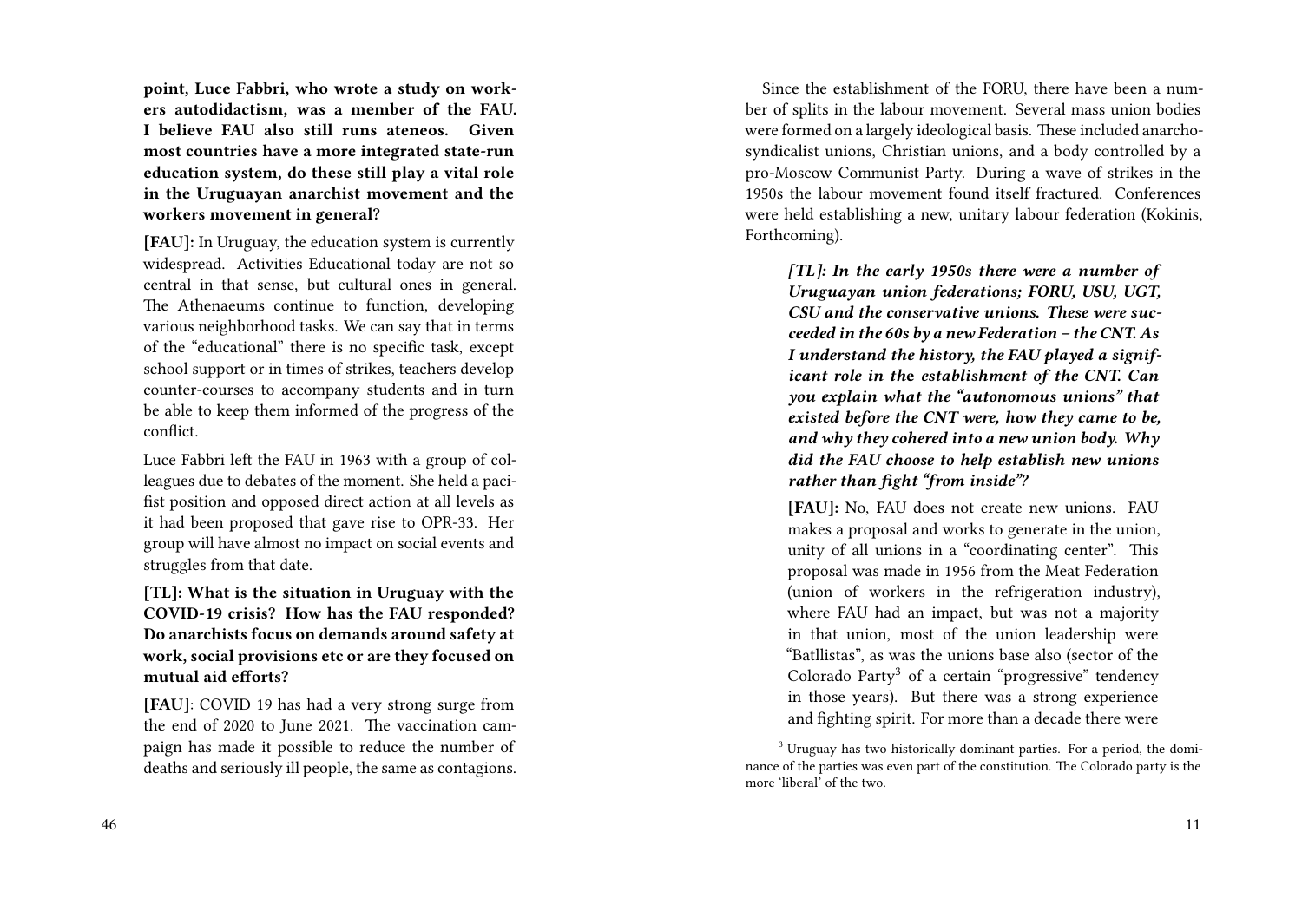**point, Luce Fabbri, who wrote a study on workers autodidactism, was a member of the FAU. I believe FAU also still runs ateneos. Given most countries have a more integrated state-run education system, do these still play a vital role in the Uruguayan anarchist movement and the workers movement in general?**

**[FAU]:** In Uruguay, the education system is currently widespread. Activities Educational today are not so central in that sense, but cultural ones in general. The Athenaeums continue to function, developing various neighborhood tasks. We can say that in terms of the "educational" there is no specific task, except school support or in times of strikes, teachers develop counter-courses to accompany students and in turn be able to keep them informed of the progress of the conflict.

Luce Fabbri left the FAU in 1963 with a group of colleagues due to debates of the moment. She held a pacifist position and opposed direct action at all levels as it had been proposed that gave rise to OPR-33. Her group will have almost no impact on social events and struggles from that date.

**[TL]: What is the situation in Uruguay with the COVID-19 crisis? How has the FAU responded? Do anarchists focus on demands around safety at work, social provisions etc or are they focused on mutual aid efforts?**

**[FAU]**: COVID 19 has had a very strong surge from the end of 2020 to June 2021. The vaccination campaign has made it possible to reduce the number of deaths and seriously ill people, the same as contagions.

Since the establishment of the FORU, there have been a number of splits in the labour movement. Several mass union bodies were formed on a largely ideological basis. These included anarcho-syndicalist unions, Christian unions, and a body controlled by a pro-Moscow Communist Party. During a wave of strikes in the 1950s the labour movement found itself fractured. Conferences were held establishing a new, unitary labour federation (Kokinis, Forthcoming).

> ***[TL]: In the early 1950s there were a number of Uruguayan union federations; FORU, USU, UGT, CSU and the conservative unions. These were succeeded in the 60s by a new Federation – the CNT. As I understand the history, the FAU played a significant role in the establishment of the CNT. Can you explain what the "autonomous unions" that existed before the CNT were, how they came to be, and why they cohered into a new union body. Why did the FAU choose to help establish new unions rather than fight "from inside"?***
>
> **[FAU]:** No, FAU does not create new unions. FAU makes a proposal and works to generate in the union, unity of all unions in a "coordinating center". This proposal was made in 1956 from the Meat Federation (union of workers in the refrigeration industry), where FAU had an impact, but was not a majority in that union, most of the union leadership were "Batllistas", as was the unions base also (sector of the Colorado Party[3] of a certain "progressive" tendency in those years). But there was a strong experience and fighting spirit. For more than a decade there were

[3] Uruguay has two historically dominant parties. For a period, the dominance of the parties was even part of the constitution. The Colorado party is the more 'liberal' of the two.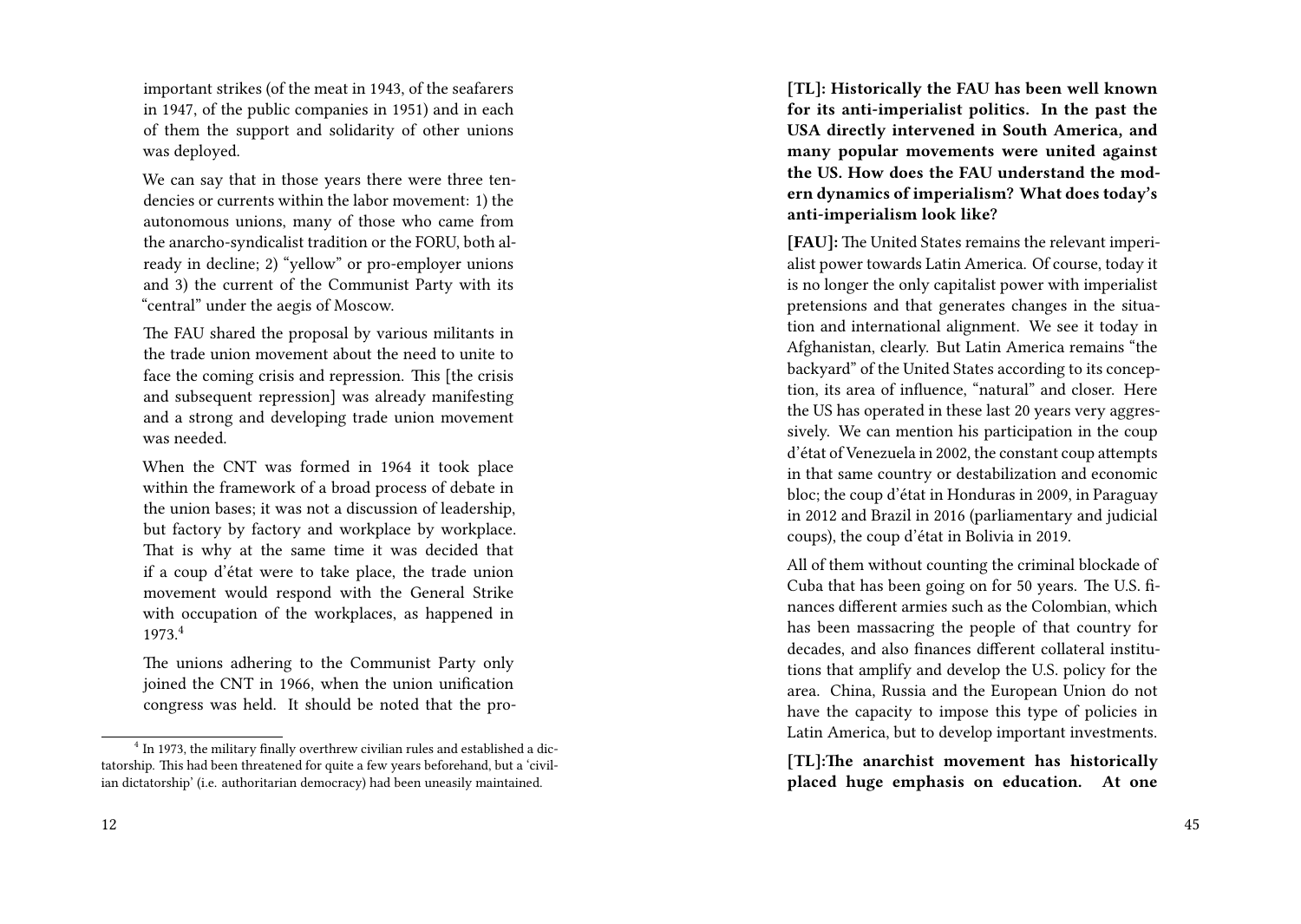important strikes (of the meat in 1943, of the seafarers in 1947, of the public companies in 1951) and in each of them the support and solidarity of other unions was deployed.

We can say that in those years there were three tendencies or currents within the labor movement: 1) the autonomous unions, many of those who came from the anarcho-syndicalist tradition or the FORU, both already in decline; 2) "yellow" or pro-employer unions and 3) the current of the Communist Party with its "central" under the aegis of Moscow.

The FAU shared the proposal by various militants in the trade union movement about the need to unite to face the coming crisis and repression. This [the crisis and subsequent repression] was already manifesting and a strong and developing trade union movement was needed.

When the CNT was formed in 1964 it took place within the framework of a broad process of debate in the union bases; it was not a discussion of leadership, but factory by factory and workplace by workplace. That is why at the same time it was decided that if a coup d'état were to take place, the trade union movement would respond with the General Strike with occupation of the workplaces, as happened in 1973.[4]

The unions adhering to the Communist Party only joined the CNT in 1966, when the union unification congress was held. It should be noted that the pro-

[4] In 1973, the military finally overthrew civilian rules and established a dictatorship. This had been threatened for quite a few years beforehand, but a 'civilian dictatorship' (i.e. authoritarian democracy) had been uneasily maintained.

**[TL]: Historically the FAU has been well known for its anti-imperialist politics. In the past the USA directly intervened in South America, and many popular movements were united against the US. How does the FAU understand the modern dynamics of imperialism? What does today's anti-imperialism look like?**

**[FAU]:** The United States remains the relevant imperialist power towards Latin America. Of course, today it is no longer the only capitalist power with imperialist pretensions and that generates changes in the situation and international alignment. We see it today in Afghanistan, clearly. But Latin America remains "the backyard" of the United States according to its conception, its area of influence, "natural" and closer. Here the US has operated in these last 20 years very aggressively. We can mention his participation in the coup d'état of Venezuela in 2002, the constant coup attempts in that same country or destabilization and economic bloc; the coup d'état in Honduras in 2009, in Paraguay in 2012 and Brazil in 2016 (parliamentary and judicial coups), the coup d'état in Bolivia in 2019.

All of them without counting the criminal blockade of Cuba that has been going on for 50 years. The U.S. finances different armies such as the Colombian, which has been massacring the people of that country for decades, and also finances different collateral institutions that amplify and develop the U.S. policy for the area. China, Russia and the European Union do not have the capacity to impose this type of policies in Latin America, but to develop important investments.

**[TL]:The anarchist movement has historically placed huge emphasis on education. At one**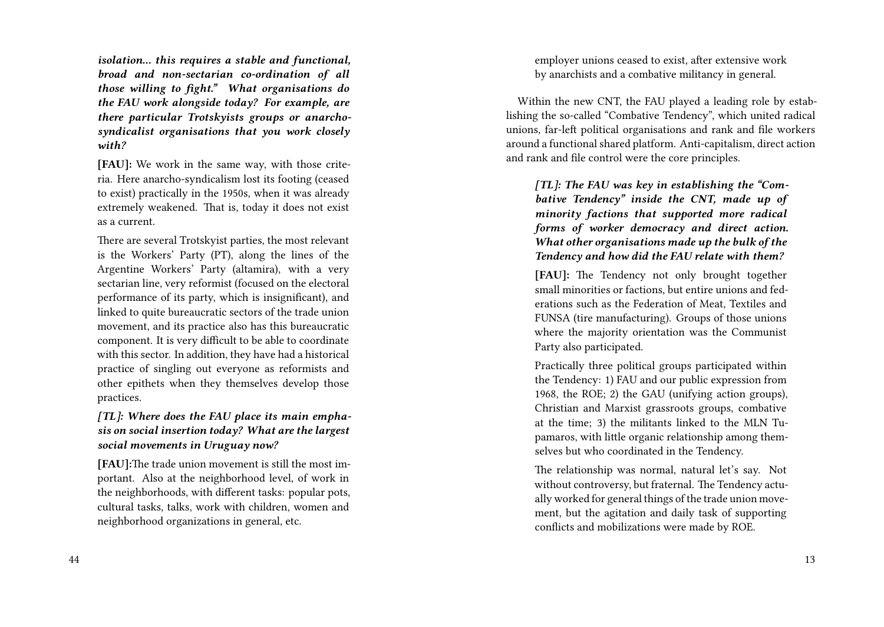*isolation… this requires a stable and functional, broad and non-sectarian co-ordination of all those willing to fight.” What organisations do the FAU work alongside today? For example, are there particular Trotskyists groups or anarcho-syndicalist organisations that you work closely with?*

**[FAU]:** We work in the same way, with those criteria. Here anarcho-syndicalism lost its footing (ceased to exist) practically in the 1950s, when it was already extremely weakened. That is, today it does not exist as a current.

There are several Trotskyist parties, the most relevant is the Workers' Party (PT), along the lines of the Argentine Workers' Party (altamira), with a very sectarian line, very reformist (focused on the electoral performance of its party, which is insignificant), and linked to quite bureaucratic sectors of the trade union movement, and its practice also has this bureaucratic component. It is very difficult to be able to coordinate with this sector. In addition, they have had a historical practice of singling out everyone as reformists and other epithets when they themselves develop those practices.

***[TL]: Where does the FAU place its main emphasis on social insertion today? What are the largest social movements in Uruguay now?***

**[FAU]:**The trade union movement is still the most important. Also at the neighborhood level, of work in the neighborhoods, with different tasks: popular pots, cultural tasks, talks, work with children, women and neighborhood organizations in general, etc.

employer unions ceased to exist, after extensive work by anarchists and a combative militancy in general.

Within the new CNT, the FAU played a leading role by establishing the so-called "Combative Tendency", which united radical unions, far-left political organisations and rank and file workers around a functional shared platform. Anti-capitalism, direct action and rank and file control were the core principles.

***[TL]: The FAU was key in establishing the "Combative Tendency" inside the CNT, made up of minority factions that supported more radical forms of worker democracy and direct action. What other organisations made up the bulk of the Tendency and how did the FAU relate with them?***

**[FAU]:** The Tendency not only brought together small minorities or factions, but entire unions and federations such as the Federation of Meat, Textiles and FUNSA (tire manufacturing). Groups of those unions where the majority orientation was the Communist Party also participated.

Practically three political groups participated within the Tendency: 1) FAU and our public expression from 1968, the ROE; 2) the GAU (unifying action groups), Christian and Marxist grassroots groups, combative at the time; 3) the militants linked to the MLN Tupamaros, with little organic relationship among themselves but who coordinated in the Tendency.

The relationship was normal, natural let's say. Not without controversy, but fraternal. The Tendency actually worked for general things of the trade union movement, but the agitation and daily task of supporting conflicts and mobilizations were made by ROE.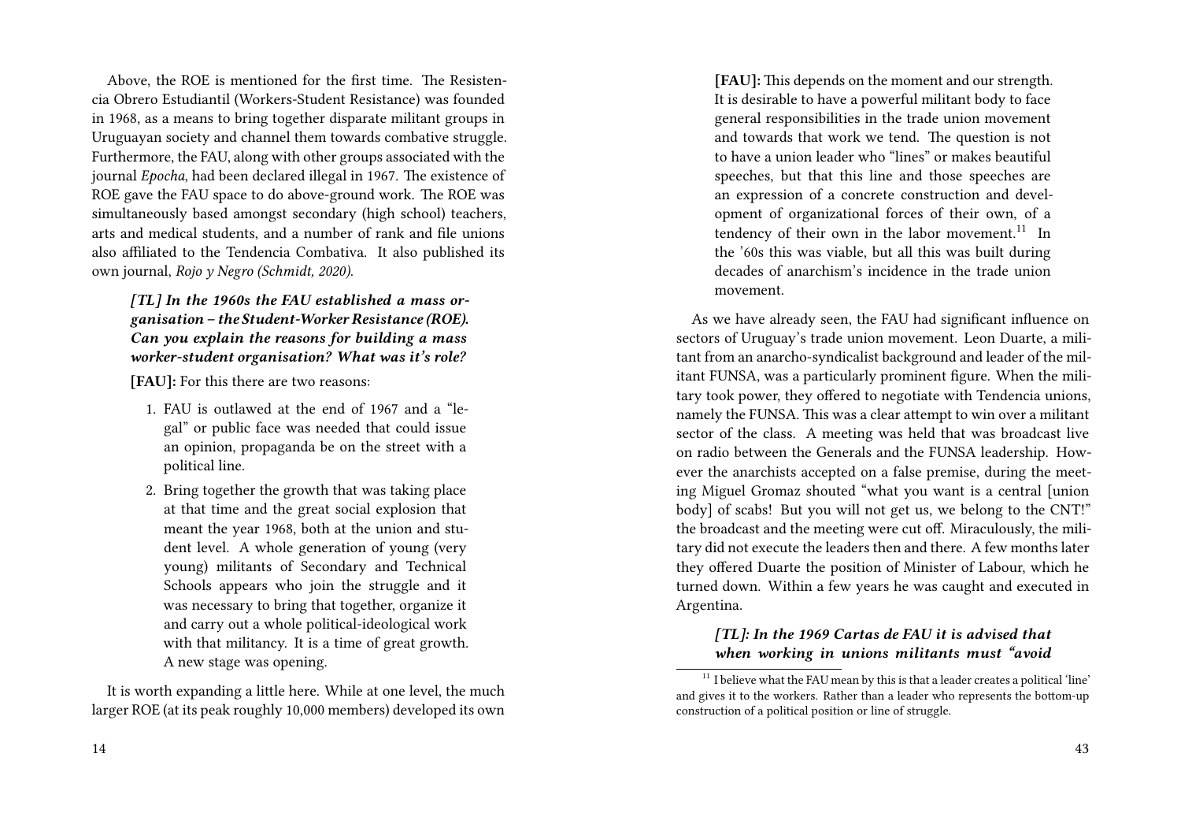Above, the ROE is mentioned for the first time. The Resistencia Obrero Estudiantil (Workers-Student Resistance) was founded in 1968, as a means to bring together disparate militant groups in Uruguayan society and channel them towards combative struggle. Furthermore, the FAU, along with other groups associated with the journal *Epocha*, had been declared illegal in 1967. The existence of ROE gave the FAU space to do above-ground work. The ROE was simultaneously based amongst secondary (high school) teachers, arts and medical students, and a number of rank and file unions also affiliated to the Tendencia Combativa. It also published its own journal, *Rojo y Negro (Schmidt, 2020)*.

> ***[TL] In the 1960s the FAU established a mass organisation – the Student-Worker Resistance (ROE). Can you explain the reasons for building a mass worker-student organisation? What was it's role?***
>
> **[FAU]:** For this there are two reasons:
>
> 1. FAU is outlawed at the end of 1967 and a "legal" or public face was needed that could issue an opinion, propaganda be on the street with a political line.
> 2. Bring together the growth that was taking place at that time and the great social explosion that meant the year 1968, both at the union and student level. A whole generation of young (very young) militants of Secondary and Technical Schools appears who join the struggle and it was necessary to bring that together, organize it and carry out a whole political-ideological work with that militancy. It is a time of great growth. A new stage was opening.

It is worth expanding a little here. While at one level, the much larger ROE (at its peak roughly 10,000 members) developed its own

> **[FAU]:** This depends on the moment and our strength. It is desirable to have a powerful militant body to face general responsibilities in the trade union movement and towards that work we tend. The question is not to have a union leader who "lines" or makes beautiful speeches, but that this line and those speeches are an expression of a concrete construction and development of organizational forces of their own, of a tendency of their own in the labor movement.[11] In the '60s this was viable, but all this was built during decades of anarchism's incidence in the trade union movement.

As we have already seen, the FAU had significant influence on sectors of Uruguay's trade union movement. Leon Duarte, a militant from an anarcho-syndicalist background and leader of the militant FUNSA, was a particularly prominent figure. When the military took power, they offered to negotiate with Tendencia unions, namely the FUNSA. This was a clear attempt to win over a militant sector of the class. A meeting was held that was broadcast live on radio between the Generals and the FUNSA leadership. However the anarchists accepted on a false premise, during the meeting Miguel Gromaz shouted "what you want is a central [union body] of scabs! But you will not get us, we belong to the CNT!" the broadcast and the meeting were cut off. Miraculously, the military did not execute the leaders then and there. A few months later they offered Duarte the position of Minister of Labour, which he turned down. Within a few years he was caught and executed in Argentina.

> ***[TL]: In the 1969 Cartas de FAU it is advised that when working in unions militants must "avoid***

[11] I believe what the FAU mean by this is that a leader creates a political 'line' and gives it to the workers. Rather than a leader who represents the bottom-up construction of a political position or line of struggle.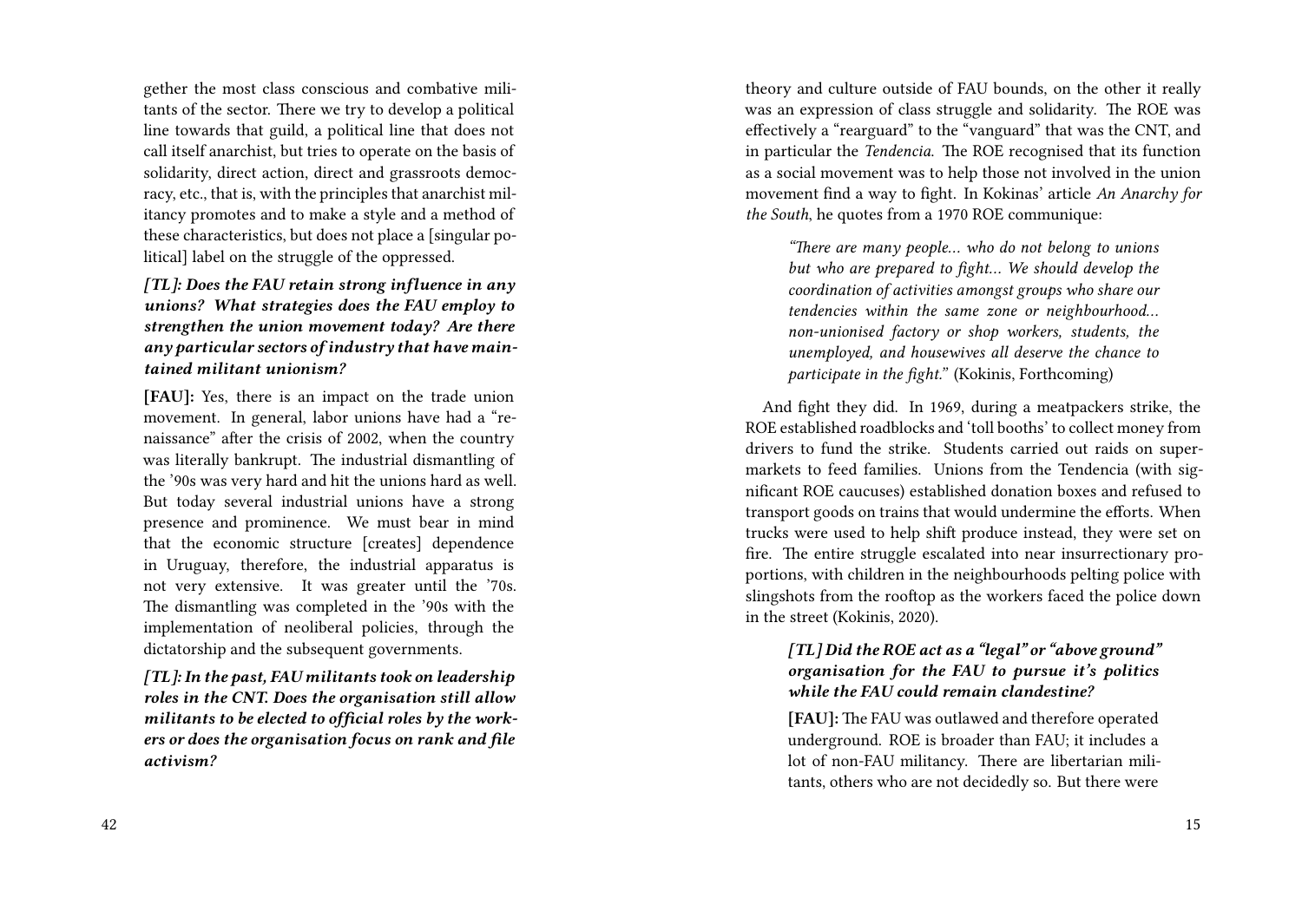gether the most class conscious and combative militants of the sector. There we try to develop a political line towards that guild, a political line that does not call itself anarchist, but tries to operate on the basis of solidarity, direct action, direct and grassroots democracy, etc., that is, with the principles that anarchist militancy promotes and to make a style and a method of these characteristics, but does not place a [singular political] label on the struggle of the oppressed.

***[TL]: Does the FAU retain strong influence in any unions? What strategies does the FAU employ to strengthen the union movement today? Are there any particular sectors of industry that have maintained militant unionism?***

**[FAU]:** Yes, there is an impact on the trade union movement. In general, labor unions have had a "renaissance" after the crisis of 2002, when the country was literally bankrupt. The industrial dismantling of the '90s was very hard and hit the unions hard as well. But today several industrial unions have a strong presence and prominence. We must bear in mind that the economic structure [creates] dependence in Uruguay, therefore, the industrial apparatus is not very extensive. It was greater until the '70s. The dismantling was completed in the '90s with the implementation of neoliberal policies, through the dictatorship and the subsequent governments.

***[TL]: In the past, FAU militants took on leadership roles in the CNT. Does the organisation still allow militants to be elected to official roles by the workers or does the organisation focus on rank and file activism?***

theory and culture outside of FAU bounds, on the other it really was an expression of class struggle and solidarity. The ROE was effectively a "rearguard" to the "vanguard" that was the CNT, and in particular the *Tendencia*. The ROE recognised that its function as a social movement was to help those not involved in the union movement find a way to fight. In Kokinas' article *An Anarchy for the South*, he quotes from a 1970 ROE communique:

> *"There are many people… who do not belong to unions but who are prepared to fight… We should develop the coordination of activities amongst groups who share our tendencies within the same zone or neighbourhood… non-unionised factory or shop workers, students, the unemployed, and housewives all deserve the chance to participate in the fight."* (Kokinis, Forthcoming)

And fight they did. In 1969, during a meatpackers strike, the ROE established roadblocks and 'toll booths' to collect money from drivers to fund the strike. Students carried out raids on supermarkets to feed families. Unions from the Tendencia (with significant ROE caucuses) established donation boxes and refused to transport goods on trains that would undermine the efforts. When trucks were used to help shift produce instead, they were set on fire. The entire struggle escalated into near insurrectionary proportions, with children in the neighbourhoods pelting police with slingshots from the rooftop as the workers faced the police down in the street (Kokinis, 2020).

***[TL] Did the ROE act as a "legal" or "above ground" organisation for the FAU to pursue it's politics while the FAU could remain clandestine?***

**[FAU]:** The FAU was outlawed and therefore operated underground. ROE is broader than FAU; it includes a lot of non-FAU militancy. There are libertarian militants, others who are not decidedly so. But there were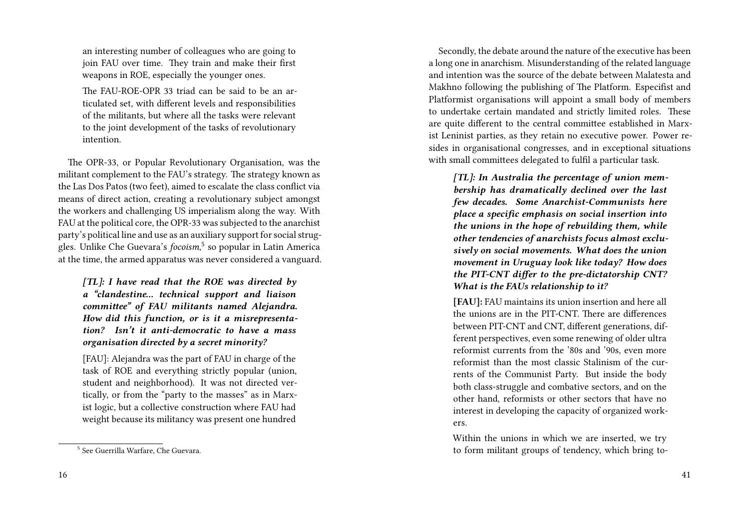an interesting number of colleagues who are going to join FAU over time. They train and make their first weapons in ROE, especially the younger ones.

> The FAU-ROE-OPR 33 triad can be said to be an articulated set, with different levels and responsibilities of the militants, but where all the tasks were relevant to the joint development of the tasks of revolutionary intention.

The OPR-33, or Popular Revolutionary Organisation, was the militant complement to the FAU's strategy. The strategy known as the Las Dos Patos (two feet), aimed to escalate the class conflict via means of direct action, creating a revolutionary subject amongst the workers and challenging US imperialism along the way. With FAU at the political core, the OPR-33 was subjected to the anarchist party's political line and use as an auxiliary support for social struggles. Unlike Che Guevara's *focoism*,[5] so popular in Latin America at the time, the armed apparatus was never considered a vanguard.

> ***[TL]: I have read that the ROE was directed by a "clandestine… technical support and liaison committee" of FAU militants named Alejandra. How did this function, or is it a misrepresentation? Isn't it anti-democratic to have a mass organisation directed by a secret minority?***
>
> [FAU]: Alejandra was the part of FAU in charge of the task of ROE and everything strictly popular (union, student and neighborhood). It was not directed vertically, or from the "party to the masses" as in Marxist logic, but a collective construction where FAU had weight because its militancy was present one hundred

[5] See Guerrilla Warfare, Che Guevara.

Secondly, the debate around the nature of the executive has been a long one in anarchism. Misunderstanding of the related language and intention was the source of the debate between Malatesta and Makhno following the publishing of The Platform. Especifist and Platformist organisations will appoint a small body of members to undertake certain mandated and strictly limited roles. These are quite different to the central committee established in Marxist Leninist parties, as they retain no executive power. Power resides in organisational congresses, and in exceptional situations with small committees delegated to fulfil a particular task.

> ***[TL]: In Australia the percentage of union membership has dramatically declined over the last few decades. Some Anarchist-Communists here place a specific emphasis on social insertion into the unions in the hope of rebuilding them, while other tendencies of anarchists focus almost exclusively on social movements. What does the union movement in Uruguay look like today? How does the PIT-CNT differ to the pre-dictatorship CNT? What is the FAUs relationship to it?***
>
> **[FAU]:** FAU maintains its union insertion and here all the unions are in the PIT-CNT. There are differences between PIT-CNT and CNT, different generations, different perspectives, even some renewing of older ultra reformist currents from the '80s and '90s, even more reformist than the most classic Stalinism of the currents of the Communist Party. But inside the body both class-struggle and combative sectors, and on the other hand, reformists or other sectors that have no interest in developing the capacity of organized workers.
>
> Within the unions in which we are inserted, we try to form militant groups of tendency, which bring to-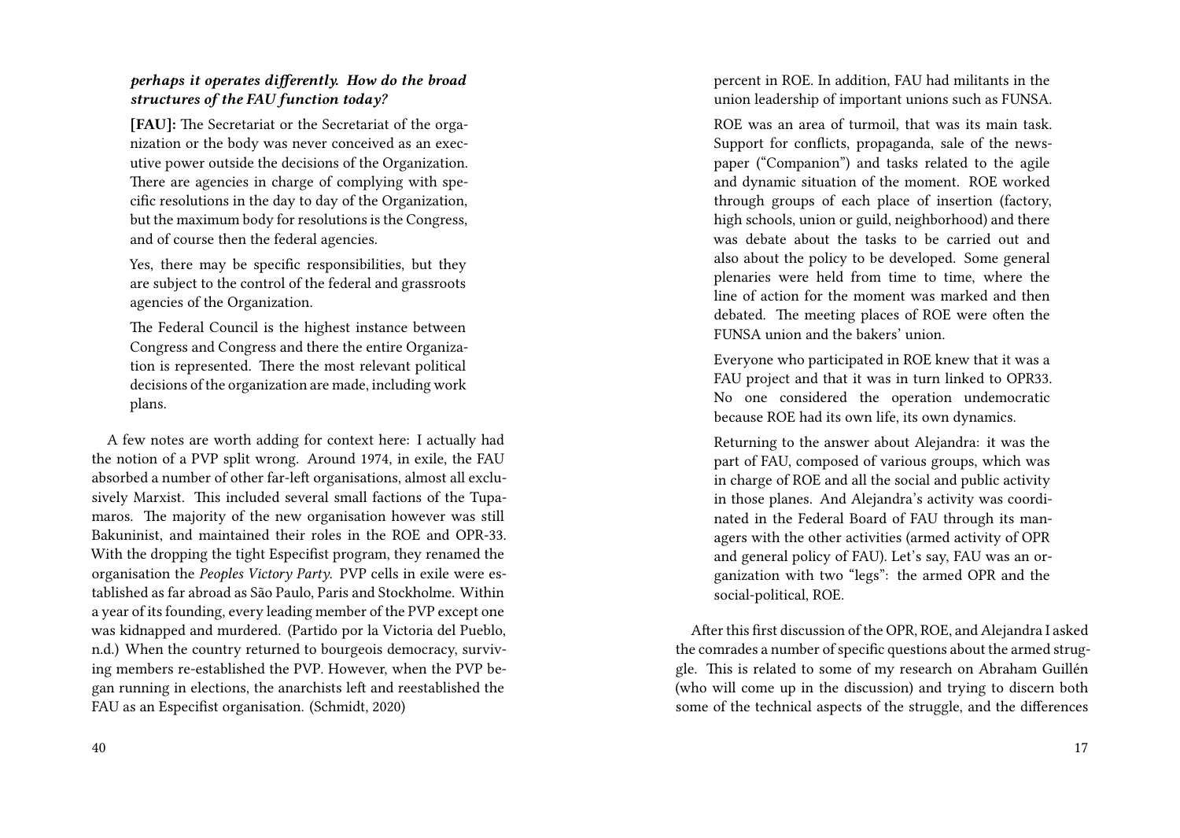***perhaps it operates differently. How do the broad structures of the FAU function today?***

> **[FAU]:** The Secretariat or the Secretariat of the organization or the body was never conceived as an executive power outside the decisions of the Organization. There are agencies in charge of complying with specific resolutions in the day to day of the Organization, but the maximum body for resolutions is the Congress, and of course then the federal agencies.
>
> Yes, there may be specific responsibilities, but they are subject to the control of the federal and grassroots agencies of the Organization.
>
> The Federal Council is the highest instance between Congress and Congress and there the entire Organization is represented. There the most relevant political decisions of the organization are made, including work plans.

A few notes are worth adding for context here: I actually had the notion of a PVP split wrong. Around 1974, in exile, the FAU absorbed a number of other far-left organisations, almost all exclusively Marxist. This included several small factions of the Tupamaros. The majority of the new organisation however was still Bakuninist, and maintained their roles in the ROE and OPR-33. With the dropping the tight Especifist program, they renamed the organisation the *Peoples Victory Party*. PVP cells in exile were established as far abroad as São Paulo, Paris and Stockholme. Within a year of its founding, every leading member of the PVP except one was kidnapped and murdered. (Partido por la Victoria del Pueblo, n.d.) When the country returned to bourgeois democracy, surviving members re-established the PVP. However, when the PVP began running in elections, the anarchists left and reestablished the FAU as an Especifist organisation. (Schmidt, 2020)

> percent in ROE. In addition, FAU had militants in the union leadership of important unions such as FUNSA.
>
> ROE was an area of turmoil, that was its main task. Support for conflicts, propaganda, sale of the newspaper ("Companion") and tasks related to the agile and dynamic situation of the moment. ROE worked through groups of each place of insertion (factory, high schools, union or guild, neighborhood) and there was debate about the tasks to be carried out and also about the policy to be developed. Some general plenaries were held from time to time, where the line of action for the moment was marked and then debated. The meeting places of ROE were often the FUNSA union and the bakers' union.
>
> Everyone who participated in ROE knew that it was a FAU project and that it was in turn linked to OPR33. No one considered the operation undemocratic because ROE had its own life, its own dynamics.
>
> Returning to the answer about Alejandra: it was the part of FAU, composed of various groups, which was in charge of ROE and all the social and public activity in those planes. And Alejandra's activity was coordinated in the Federal Board of FAU through its managers with the other activities (armed activity of OPR and general policy of FAU). Let's say, FAU was an organization with two "legs": the armed OPR and the social-political, ROE.

After this first discussion of the OPR, ROE, and Alejandra I asked the comrades a number of specific questions about the armed struggle. This is related to some of my research on Abraham Guillén (who will come up in the discussion) and trying to discern both some of the technical aspects of the struggle, and the differences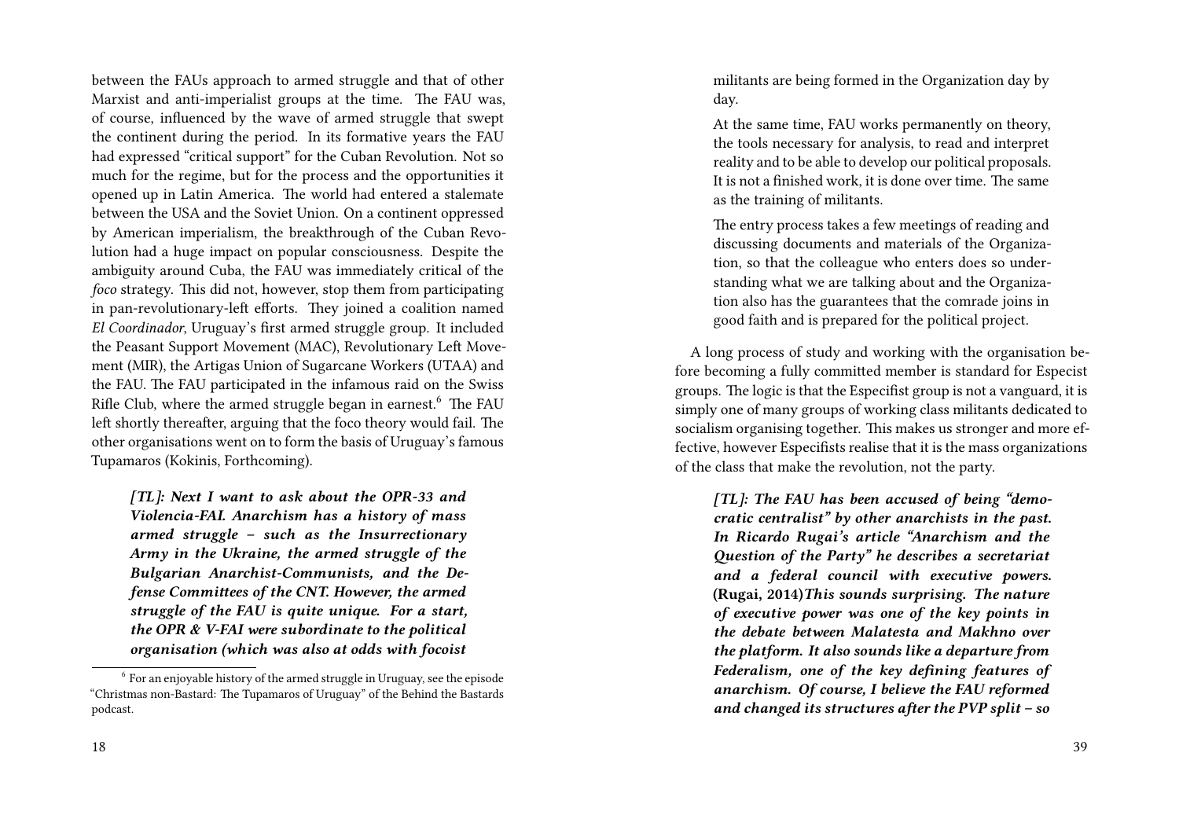between the FAUs approach to armed struggle and that of other Marxist and anti-imperialist groups at the time. The FAU was, of course, influenced by the wave of armed struggle that swept the continent during the period. In its formative years the FAU had expressed "critical support" for the Cuban Revolution. Not so much for the regime, but for the process and the opportunities it opened up in Latin America. The world had entered a stalemate between the USA and the Soviet Union. On a continent oppressed by American imperialism, the breakthrough of the Cuban Revolution had a huge impact on popular consciousness. Despite the ambiguity around Cuba, the FAU was immediately critical of the *foco* strategy. This did not, however, stop them from participating in pan-revolutionary-left efforts. They joined a coalition named *El Coordinador*, Uruguay's first armed struggle group. It included the Peasant Support Movement (MAC), Revolutionary Left Movement (MIR), the Artigas Union of Sugarcane Workers (UTAA) and the FAU. The FAU participated in the infamous raid on the Swiss Rifle Club, where the armed struggle began in earnest.[6] The FAU left shortly thereafter, arguing that the foco theory would fail. The other organisations went on to form the basis of Uruguay's famous Tupamaros (Kokinis, Forthcoming).

> ***[TL]: Next I want to ask about the OPR-33 and Violencia-FAI. Anarchism has a history of mass armed struggle – such as the Insurrectionary Army in the Ukraine, the armed struggle of the Bulgarian Anarchist-Communists, and the Defense Committees of the CNT. However, the armed struggle of the FAU is quite unique. For a start, the OPR & V-FAI were subordinate to the political organisation (which was also at odds with focoist***

[6] For an enjoyable history of the armed struggle in Uruguay, see the episode "Christmas non-Bastard: The Tupamaros of Uruguay" of the Behind the Bastards podcast.

> militants are being formed in the Organization day by day.
>
> At the same time, FAU works permanently on theory, the tools necessary for analysis, to read and interpret reality and to be able to develop our political proposals. It is not a finished work, it is done over time. The same as the training of militants.
>
> The entry process takes a few meetings of reading and discussing documents and materials of the Organization, so that the colleague who enters does so understanding what we are talking about and the Organization also has the guarantees that the comrade joins in good faith and is prepared for the political project.

A long process of study and working with the organisation before becoming a fully committed member is standard for Especist groups. The logic is that the Especifist group is not a vanguard, it is simply one of many groups of working class militants dedicated to socialism organising together. This makes us stronger and more effective, however Especifists realise that it is the mass organizations of the class that make the revolution, not the party.

> ***[TL]: The FAU has been accused of being "democratic centralist" by other anarchists in the past. In Ricardo Rugai's article "Anarchism and the Question of the Party" he describes a secretariat and a federal council with executive powers.*** **(Rugai, 2014)*****This sounds surprising. The nature of executive power was one of the key points in the debate between Malatesta and Makhno over the platform. It also sounds like a departure from Federalism, one of the key defining features of anarchism. Of course, I believe the FAU reformed and changed its structures after the PVP split – so***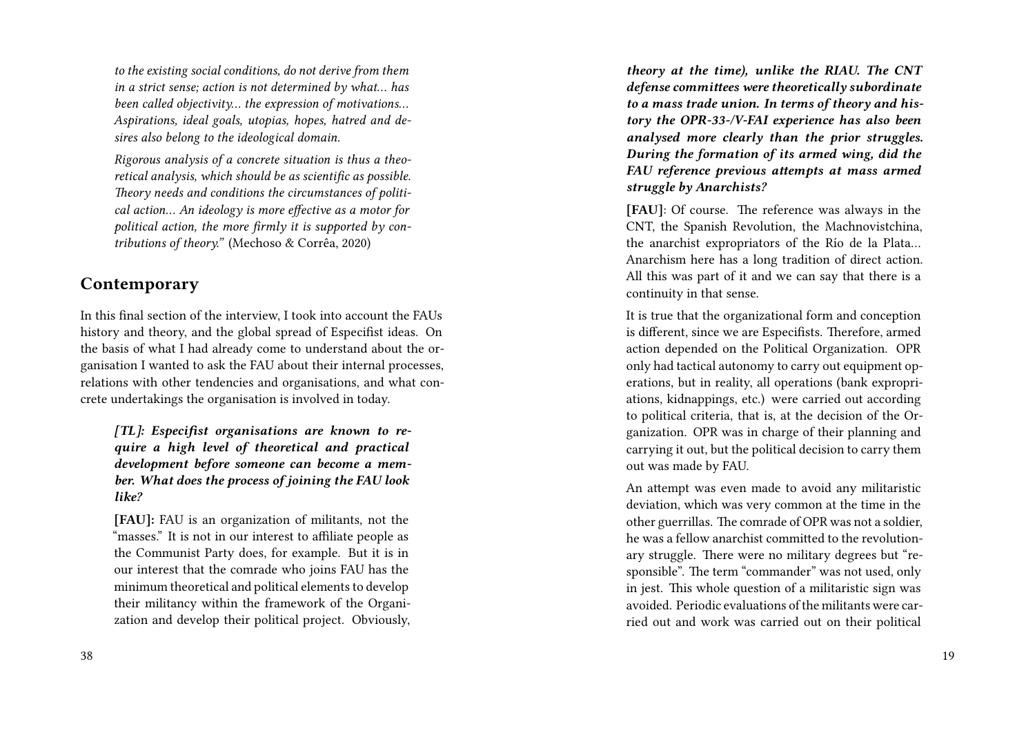*to the existing social conditions, do not derive from them in a strict sense; action is not determined by what… has been called objectivity… the expression of motivations… Aspirations, ideal goals, utopias, hopes, hatred and desires also belong to the ideological domain.*

*Rigorous analysis of a concrete situation is thus a theoretical analysis, which should be as scientific as possible. Theory needs and conditions the circumstances of political action… An ideology is more effective as a motor for political action, the more firmly it is supported by contributions of theory."* (Mechoso & Corrêa, 2020)

## Contemporary

In this final section of the interview, I took into account the FAUs history and theory, and the global spread of Especifist ideas. On the basis of what I had already come to understand about the organisation I wanted to ask the FAU about their internal processes, relations with other tendencies and organisations, and what concrete undertakings the organisation is involved in today.

***[TL]: Especifist organisations are known to require a high level of theoretical and practical development before someone can become a member. What does the process of joining the FAU look like?***

**[FAU]:** FAU is an organization of militants, not the "masses." It is not in our interest to affiliate people as the Communist Party does, for example. But it is in our interest that the comrade who joins FAU has the minimum theoretical and political elements to develop their militancy within the framework of the Organization and develop their political project. Obviously,

***theory at the time), unlike the RIAU. The CNT defense committees were theoretically subordinate to a mass trade union. In terms of theory and history the OPR-33-/V-FAI experience has also been analysed more clearly than the prior struggles. During the formation of its armed wing, did the FAU reference previous attempts at mass armed struggle by Anarchists?***

**[FAU]**: Of course. The reference was always in the CNT, the Spanish Revolution, the Machnovistchina, the anarchist expropriators of the Río de la Plata… Anarchism here has a long tradition of direct action. All this was part of it and we can say that there is a continuity in that sense.

It is true that the organizational form and conception is different, since we are Especifists. Therefore, armed action depended on the Political Organization. OPR only had tactical autonomy to carry out equipment operations, but in reality, all operations (bank expropriations, kidnappings, etc.) were carried out according to political criteria, that is, at the decision of the Organization. OPR was in charge of their planning and carrying it out, but the political decision to carry them out was made by FAU.

An attempt was even made to avoid any militaristic deviation, which was very common at the time in the other guerrillas. The comrade of OPR was not a soldier, he was a fellow anarchist committed to the revolutionary struggle. There were no military degrees but "responsible". The term "commander" was not used, only in jest. This whole question of a militaristic sign was avoided. Periodic evaluations of the militants were carried out and work was carried out on their political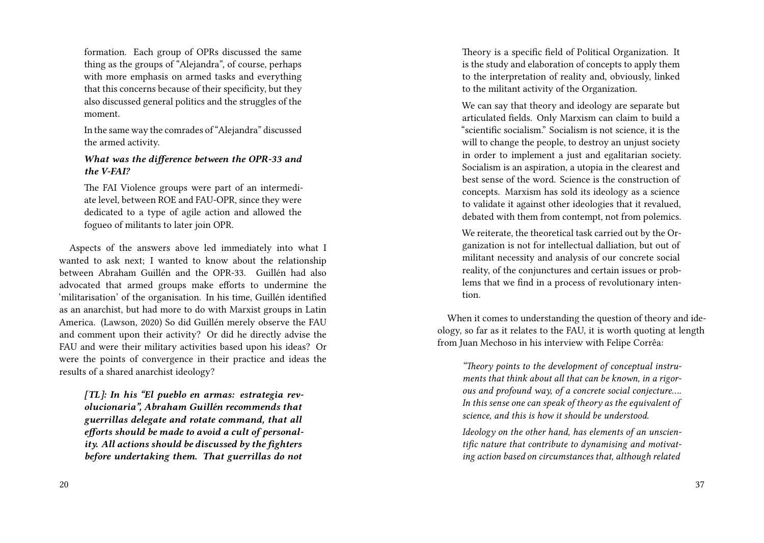formation. Each group of OPRs discussed the same thing as the groups of "Alejandra", of course, perhaps with more emphasis on armed tasks and everything that this concerns because of their specificity, but they also discussed general politics and the struggles of the moment.

In the same way the comrades of "Alejandra" discussed the armed activity.

***What was the difference between the OPR-33 and the V-FAI?***

The FAI Violence groups were part of an intermediate level, between ROE and FAU-OPR, since they were dedicated to a type of agile action and allowed the fogueo of militants to later join OPR.

Aspects of the answers above led immediately into what I wanted to ask next; I wanted to know about the relationship between Abraham Guillén and the OPR-33. Guillén had also advocated that armed groups make efforts to undermine the 'militarisation' of the organisation. In his time, Guillén identified as an anarchist, but had more to do with Marxist groups in Latin America. (Lawson, 2020) So did Guillén merely observe the FAU and comment upon their activity? Or did he directly advise the FAU and were their military activities based upon his ideas? Or were the points of convergence in their practice and ideas the results of a shared anarchist ideology?

***[TL]: In his "El pueblo en armas: estrategia revolucionaria", Abraham Guillén recommends that guerrillas delegate and rotate command, that all efforts should be made to avoid a cult of personality. All actions should be discussed by the fighters before undertaking them. That guerrillas do not***

Theory is a specific field of Political Organization. It is the study and elaboration of concepts to apply them to the interpretation of reality and, obviously, linked to the militant activity of the Organization.

We can say that theory and ideology are separate but articulated fields. Only Marxism can claim to build a "scientific socialism." Socialism is not science, it is the will to change the people, to destroy an unjust society in order to implement a just and egalitarian society. Socialism is an aspiration, a utopia in the clearest and best sense of the word. Science is the construction of concepts. Marxism has sold its ideology as a science to validate it against other ideologies that it revalued, debated with them from contempt, not from polemics.

We reiterate, the theoretical task carried out by the Organization is not for intellectual dalliation, but out of militant necessity and analysis of our concrete social reality, of the conjunctures and certain issues or problems that we find in a process of revolutionary intention.

When it comes to understanding the question of theory and ideology, so far as it relates to the FAU, it is worth quoting at length from Juan Mechoso in his interview with Felipe Corrêa:

*"Theory points to the development of conceptual instruments that think about all that can be known, in a rigorous and profound way, of a concrete social conjecture.... In this sense one can speak of theory as the equivalent of science, and this is how it should be understood.*

*Ideology on the other hand, has elements of an unscientific nature that contribute to dynamising and motivating action based on circumstances that, although related*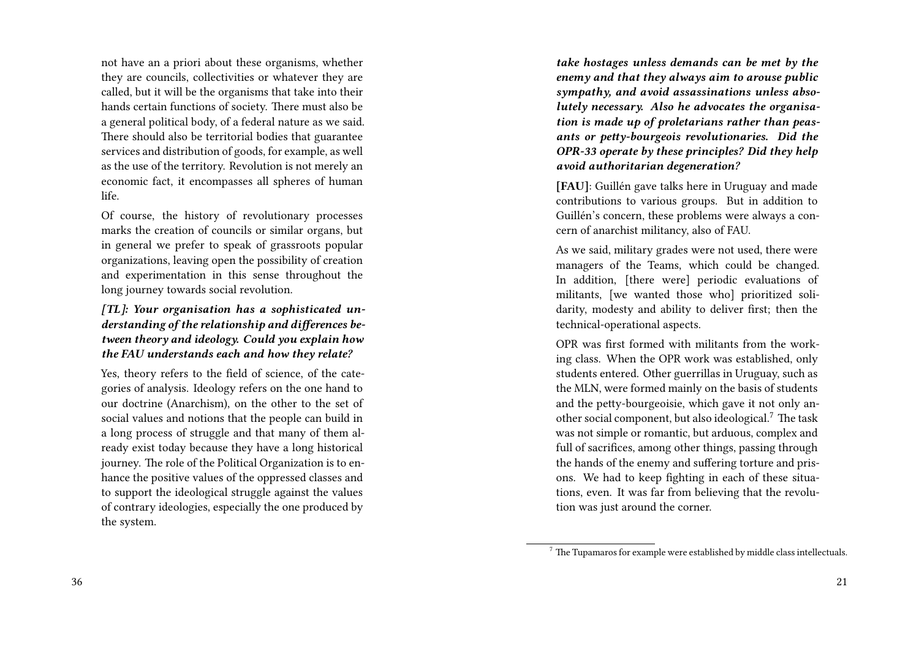not have an a priori about these organisms, whether they are councils, collectivities or whatever they are called, but it will be the organisms that take into their hands certain functions of society. There must also be a general political body, of a federal nature as we said. There should also be territorial bodies that guarantee services and distribution of goods, for example, as well as the use of the territory. Revolution is not merely an economic fact, it encompasses all spheres of human life.

Of course, the history of revolutionary processes marks the creation of councils or similar organs, but in general we prefer to speak of grassroots popular organizations, leaving open the possibility of creation and experimentation in this sense throughout the long journey towards social revolution.

***[TL]: Your organisation has a sophisticated understanding of the relationship and differences between theory and ideology. Could you explain how the FAU understands each and how they relate?***

Yes, theory refers to the field of science, of the categories of analysis. Ideology refers on the one hand to our doctrine (Anarchism), on the other to the set of social values and notions that the people can build in a long process of struggle and that many of them already exist today because they have a long historical journey. The role of the Political Organization is to enhance the positive values of the oppressed classes and to support the ideological struggle against the values of contrary ideologies, especially the one produced by the system.

***take hostages unless demands can be met by the enemy and that they always aim to arouse public sympathy, and avoid assassinations unless absolutely necessary. Also he advocates the organisation is made up of proletarians rather than peasants or petty-bourgeois revolutionaries. Did the OPR-33 operate by these principles? Did they help avoid authoritarian degeneration?***

**[FAU]**: Guillén gave talks here in Uruguay and made contributions to various groups. But in addition to Guillén's concern, these problems were always a concern of anarchist militancy, also of FAU.

As we said, military grades were not used, there were managers of the Teams, which could be changed. In addition, [there were] periodic evaluations of militants, [we wanted those who] prioritized solidarity, modesty and ability to deliver first; then the technical-operational aspects.

OPR was first formed with militants from the working class. When the OPR work was established, only students entered. Other guerrillas in Uruguay, such as the MLN, were formed mainly on the basis of students and the petty-bourgeoisie, which gave it not only another social component, but also ideological.[7] The task was not simple or romantic, but arduous, complex and full of sacrifices, among other things, passing through the hands of the enemy and suffering torture and prisons. We had to keep fighting in each of these situations, even. It was far from believing that the revolution was just around the corner.

[7] The Tupamaros for example were established by middle class intellectuals.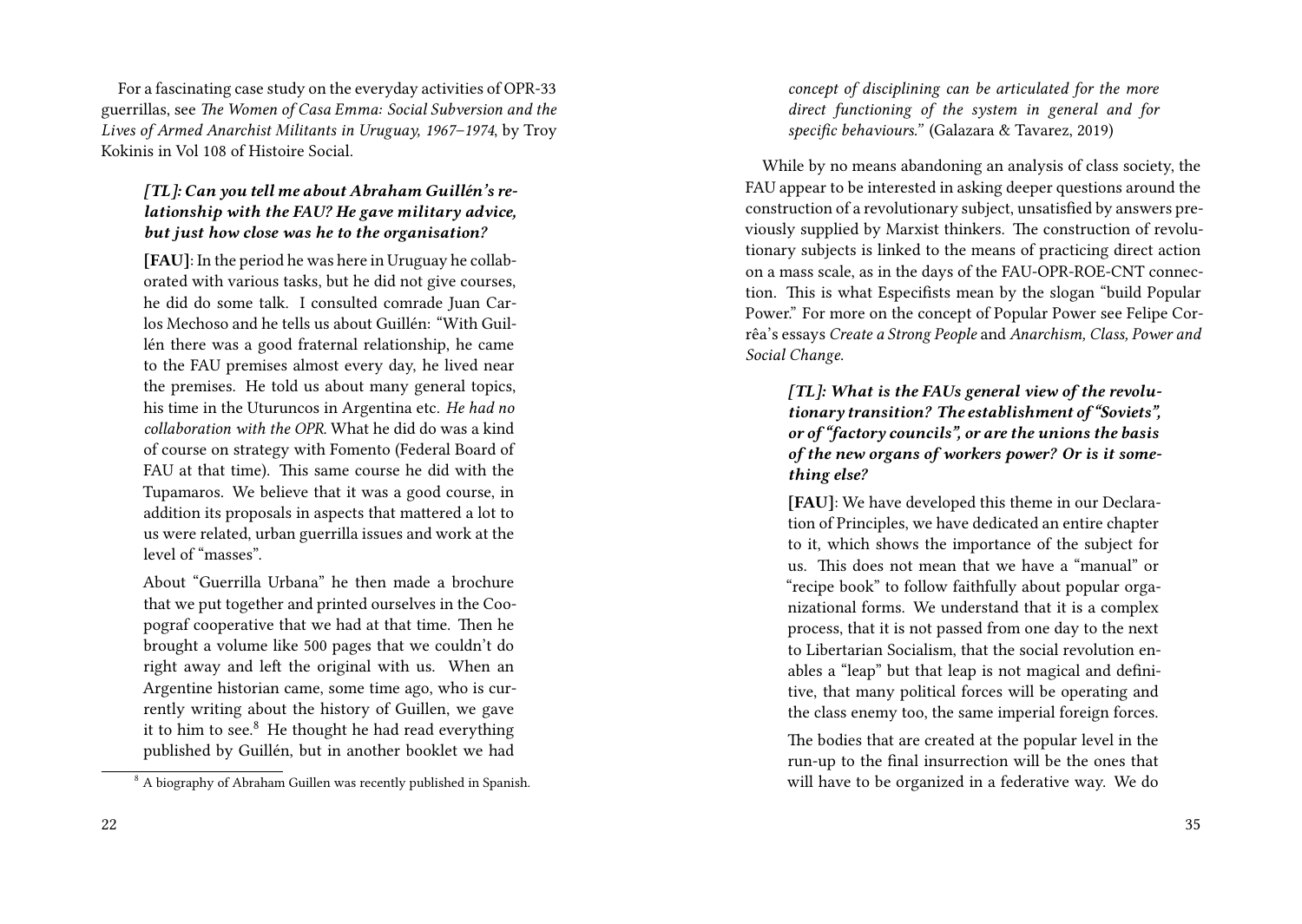For a fascinating case study on the everyday activities of OPR-33 guerrillas, see *The Women of Casa Emma: Social Subversion and the Lives of Armed Anarchist Militants in Uruguay, 1967–1974*, by Troy Kokinis in Vol 108 of Histoire Social.

> ***[TL]: Can you tell me about Abraham Guillén's relationship with the FAU? He gave military advice, but just how close was he to the organisation?***
>
> **[FAU]**: In the period he was here in Uruguay he collaborated with various tasks, but he did not give courses, he did do some talk. I consulted comrade Juan Carlos Mechoso and he tells us about Guillén: "With Guillén there was a good fraternal relationship, he came to the FAU premises almost every day, he lived near the premises. He told us about many general topics, his time in the Uturuncos in Argentina etc. *He had no collaboration with the OPR.* What he did do was a kind of course on strategy with Fomento (Federal Board of FAU at that time). This same course he did with the Tupamaros. We believe that it was a good course, in addition its proposals in aspects that mattered a lot to us were related, urban guerrilla issues and work at the level of "masses".
>
> About "Guerrilla Urbana" he then made a brochure that we put together and printed ourselves in the Coopograf cooperative that we had at that time. Then he brought a volume like 500 pages that we couldn't do right away and left the original with us. When an Argentine historian came, some time ago, who is currently writing about the history of Guillen, we gave it to him to see.[8] He thought he had read everything published by Guillén, but in another booklet we had

[8] A biography of Abraham Guillen was recently published in Spanish.

> *concept of disciplining can be articulated for the more direct functioning of the system in general and for specific behaviours."* (Galazara & Tavarez, 2019)

While by no means abandoning an analysis of class society, the FAU appear to be interested in asking deeper questions around the construction of a revolutionary subject, unsatisfied by answers previously supplied by Marxist thinkers. The construction of revolutionary subjects is linked to the means of practicing direct action on a mass scale, as in the days of the FAU-OPR-ROE-CNT connection. This is what Especifists mean by the slogan "build Popular Power." For more on the concept of Popular Power see Felipe Corrêa's essays *Create a Strong People* and *Anarchism, Class, Power and Social Change*.

> ***[TL]: What is the FAUs general view of the revolutionary transition? The establishment of "Soviets", or of "factory councils", or are the unions the basis of the new organs of workers power? Or is it something else?***
>
> **[FAU]**: We have developed this theme in our Declaration of Principles, we have dedicated an entire chapter to it, which shows the importance of the subject for us. This does not mean that we have a "manual" or "recipe book" to follow faithfully about popular organizational forms. We understand that it is a complex process, that it is not passed from one day to the next to Libertarian Socialism, that the social revolution enables a "leap" but that leap is not magical and definitive, that many political forces will be operating and the class enemy too, the same imperial foreign forces.
>
> The bodies that are created at the popular level in the run-up to the final insurrection will be the ones that will have to be organized in a federative way. We do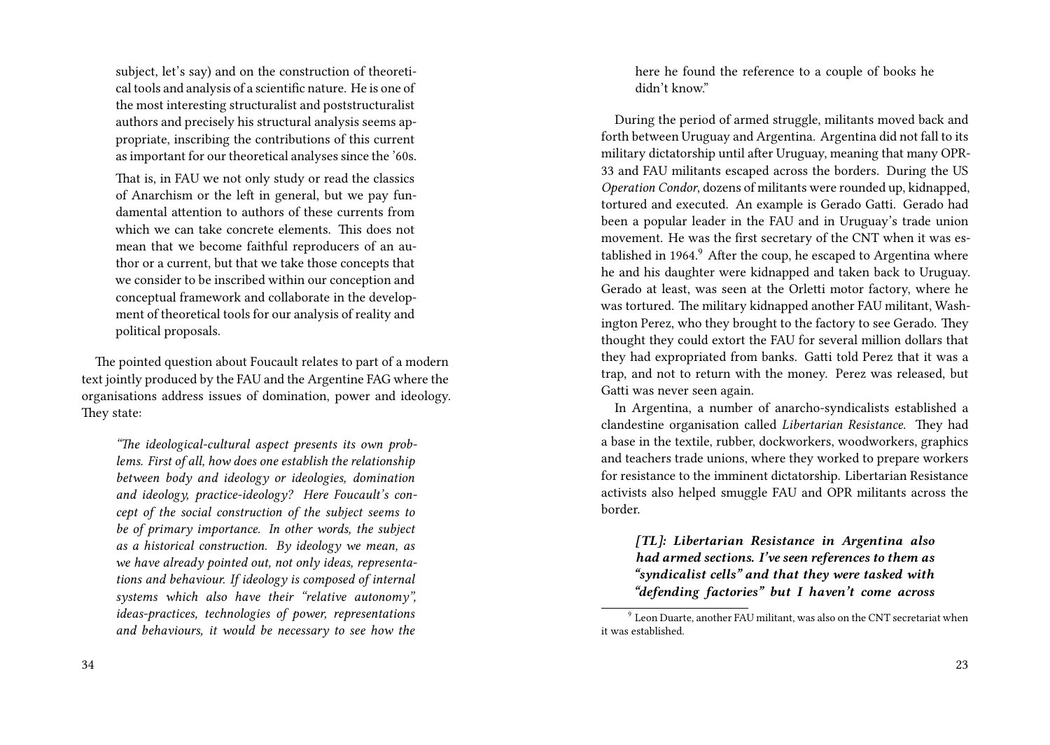subject, let's say) and on the construction of theoretical tools and analysis of a scientific nature. He is one of the most interesting structuralist and poststructuralist authors and precisely his structural analysis seems appropriate, inscribing the contributions of this current as important for our theoretical analyses since the '60s.

> That is, in FAU we not only study or read the classics of Anarchism or the left in general, but we pay fundamental attention to authors of these currents from which we can take concrete elements. This does not mean that we become faithful reproducers of an author or a current, but that we take those concepts that we consider to be inscribed within our conception and conceptual framework and collaborate in the development of theoretical tools for our analysis of reality and political proposals.

The pointed question about Foucault relates to part of a modern text jointly produced by the FAU and the Argentine FAG where the organisations address issues of domination, power and ideology. They state:

> *"The ideological-cultural aspect presents its own problems. First of all, how does one establish the relationship between body and ideology or ideologies, domination and ideology, practice-ideology? Here Foucault's concept of the social construction of the subject seems to be of primary importance. In other words, the subject as a historical construction. By ideology we mean, as we have already pointed out, not only ideas, representations and behaviour. If ideology is composed of internal systems which also have their "relative autonomy", ideas-practices, technologies of power, representations and behaviours, it would be necessary to see how the*

> here he found the reference to a couple of books he didn't know."

During the period of armed struggle, militants moved back and forth between Uruguay and Argentina. Argentina did not fall to its military dictatorship until after Uruguay, meaning that many OPR-33 and FAU militants escaped across the borders. During the US *Operation Condor*, dozens of militants were rounded up, kidnapped, tortured and executed. An example is Gerado Gatti. Gerado had been a popular leader in the FAU and in Uruguay's trade union movement. He was the first secretary of the CNT when it was established in 1964.[9] After the coup, he escaped to Argentina where he and his daughter were kidnapped and taken back to Uruguay. Gerado at least, was seen at the Orletti motor factory, where he was tortured. The military kidnapped another FAU militant, Washington Perez, who they brought to the factory to see Gerado. They thought they could extort the FAU for several million dollars that they had expropriated from banks. Gatti told Perez that it was a trap, and not to return with the money. Perez was released, but Gatti was never seen again.

In Argentina, a number of anarcho-syndicalists established a clandestine organisation called *Libertarian Resistance*. They had a base in the textile, rubber, dockworkers, woodworkers, graphics and teachers trade unions, where they worked to prepare workers for resistance to the imminent dictatorship. Libertarian Resistance activists also helped smuggle FAU and OPR militants across the border.

> ***[TL]: Libertarian Resistance in Argentina also had armed sections. I've seen references to them as "syndicalist cells" and that they were tasked with "defending factories" but I haven't come across***

[9] Leon Duarte, another FAU militant, was also on the CNT secretariat when it was established.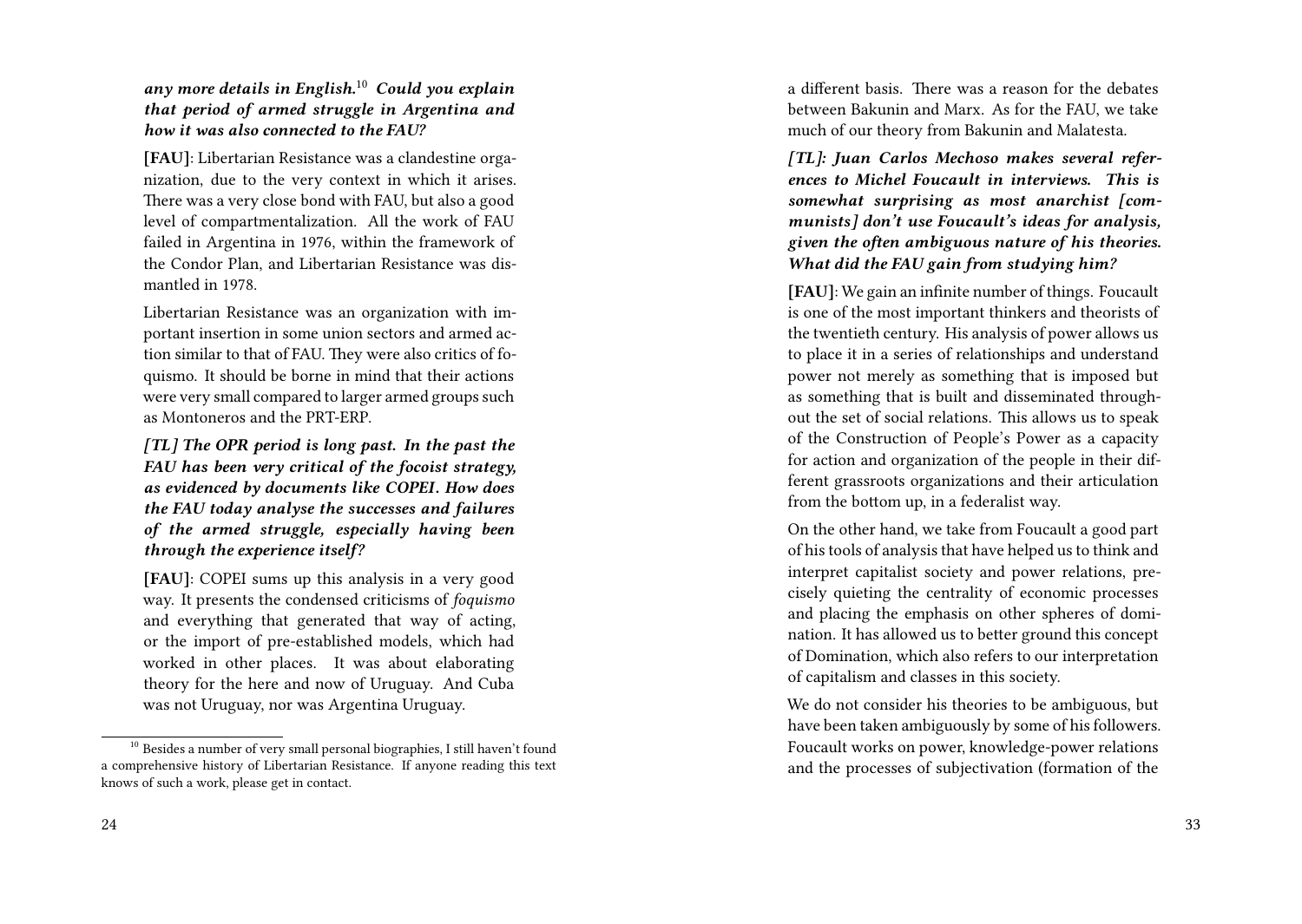***any more details in English.*[10] *Could you explain that period of armed struggle in Argentina and how it was also connected to the FAU?***

**[FAU]**: Libertarian Resistance was a clandestine organization, due to the very context in which it arises. There was a very close bond with FAU, but also a good level of compartmentalization. All the work of FAU failed in Argentina in 1976, within the framework of the Condor Plan, and Libertarian Resistance was dismantled in 1978.

Libertarian Resistance was an organization with important insertion in some union sectors and armed action similar to that of FAU. They were also critics of foquismo. It should be borne in mind that their actions were very small compared to larger armed groups such as Montoneros and the PRT-ERP.

***[TL] The OPR period is long past. In the past the FAU has been very critical of the focoist strategy, as evidenced by documents like COPEI. How does the FAU today analyse the successes and failures of the armed struggle, especially having been through the experience itself?***

**[FAU]**: COPEI sums up this analysis in a very good way. It presents the condensed criticisms of *foquismo* and everything that generated that way of acting, or the import of pre-established models, which had worked in other places. It was about elaborating theory for the here and now of Uruguay. And Cuba was not Uruguay, nor was Argentina Uruguay.

[10] Besides a number of very small personal biographies, I still haven't found a comprehensive history of Libertarian Resistance. If anyone reading this text knows of such a work, please get in contact.

a different basis. There was a reason for the debates between Bakunin and Marx. As for the FAU, we take much of our theory from Bakunin and Malatesta.

***[TL]: Juan Carlos Mechoso makes several references to Michel Foucault in interviews. This is somewhat surprising as most anarchist [communists] don't use Foucault's ideas for analysis, given the often ambiguous nature of his theories. What did the FAU gain from studying him?***

**[FAU]**: We gain an infinite number of things. Foucault is one of the most important thinkers and theorists of the twentieth century. His analysis of power allows us to place it in a series of relationships and understand power not merely as something that is imposed but as something that is built and disseminated throughout the set of social relations. This allows us to speak of the Construction of People's Power as a capacity for action and organization of the people in their different grassroots organizations and their articulation from the bottom up, in a federalist way.

On the other hand, we take from Foucault a good part of his tools of analysis that have helped us to think and interpret capitalist society and power relations, precisely quieting the centrality of economic processes and placing the emphasis on other spheres of domination. It has allowed us to better ground this concept of Domination, which also refers to our interpretation of capitalism and classes in this society.

We do not consider his theories to be ambiguous, but have been taken ambiguously by some of his followers. Foucault works on power, knowledge-power relations and the processes of subjectivation (formation of the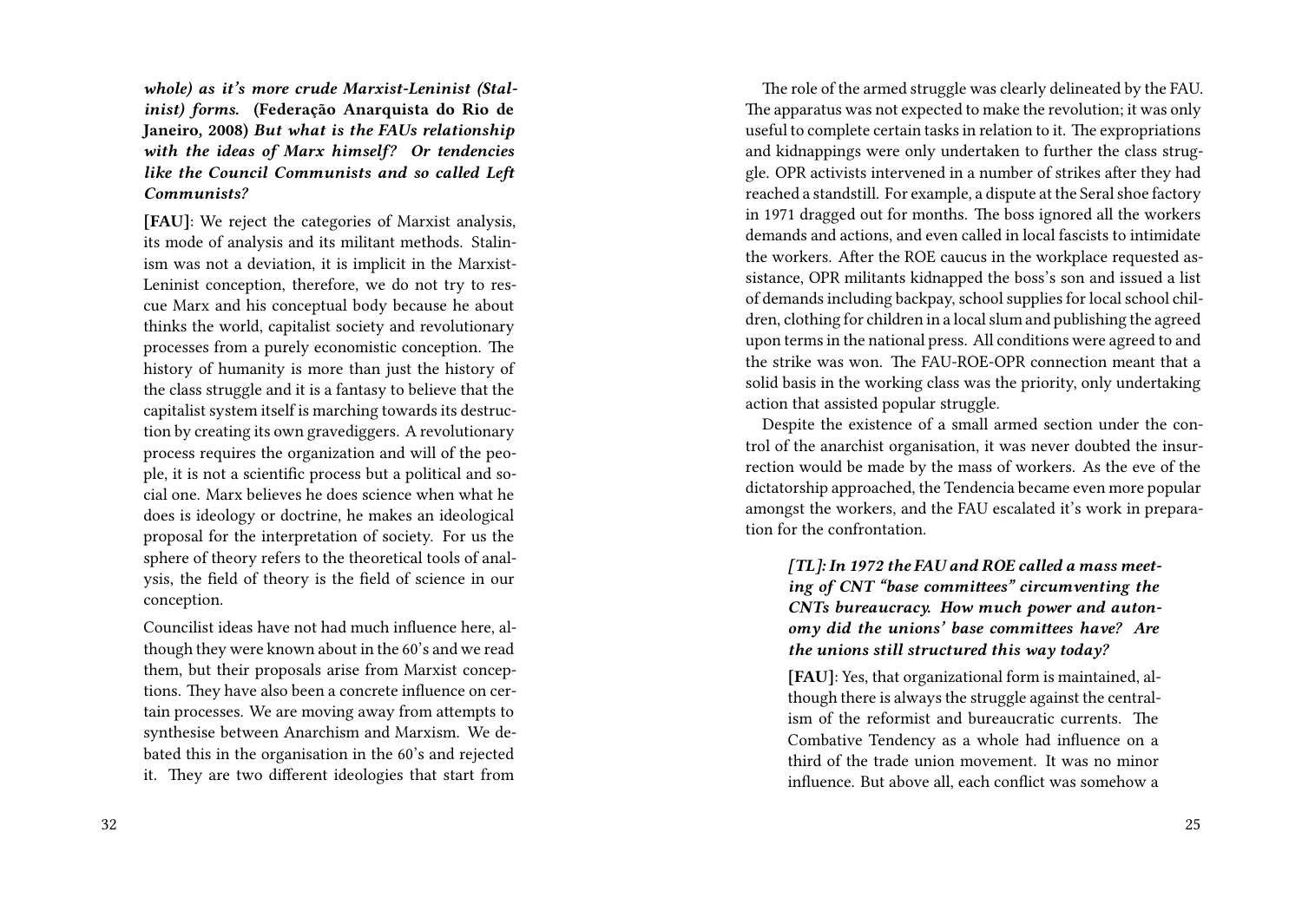*whole) as it's more crude Marxist-Leninist (Stalinist) forms.* **(Federação Anarquista do Rio de Janeiro, 2008)** ***But what is the FAUs relationship with the ideas of Marx himself? Or tendencies like the Council Communists and so called Left Communists?***

**[FAU]**: We reject the categories of Marxist analysis, its mode of analysis and its militant methods. Stalinism was not a deviation, it is implicit in the Marxist-Leninist conception, therefore, we do not try to rescue Marx and his conceptual body because he about thinks the world, capitalist society and revolutionary processes from a purely economistic conception. The history of humanity is more than just the history of the class struggle and it is a fantasy to believe that the capitalist system itself is marching towards its destruction by creating its own gravediggers. A revolutionary process requires the organization and will of the people, it is not a scientific process but a political and social one. Marx believes he does science when what he does is ideology or doctrine, he makes an ideological proposal for the interpretation of society. For us the sphere of theory refers to the theoretical tools of analysis, the field of theory is the field of science in our conception.

Councilist ideas have not had much influence here, although they were known about in the 60's and we read them, but their proposals arise from Marxist conceptions. They have also been a concrete influence on certain processes. We are moving away from attempts to synthesise between Anarchism and Marxism. We debated this in the organisation in the 60's and rejected it. They are two different ideologies that start from

The role of the armed struggle was clearly delineated by the FAU. The apparatus was not expected to make the revolution; it was only useful to complete certain tasks in relation to it. The expropriations and kidnappings were only undertaken to further the class struggle. OPR activists intervened in a number of strikes after they had reached a standstill. For example, a dispute at the Seral shoe factory in 1971 dragged out for months. The boss ignored all the workers demands and actions, and even called in local fascists to intimidate the workers. After the ROE caucus in the workplace requested assistance, OPR militants kidnapped the boss's son and issued a list of demands including backpay, school supplies for local school children, clothing for children in a local slum and publishing the agreed upon terms in the national press. All conditions were agreed to and the strike was won. The FAU-ROE-OPR connection meant that a solid basis in the working class was the priority, only undertaking action that assisted popular struggle.

Despite the existence of a small armed section under the control of the anarchist organisation, it was never doubted the insurrection would be made by the mass of workers. As the eve of the dictatorship approached, the Tendencia became even more popular amongst the workers, and the FAU escalated it's work in preparation for the confrontation.

***[TL]: In 1972 the FAU and ROE called a mass meeting of CNT "base committees" circumventing the CNTs bureaucracy. How much power and autonomy did the unions' base committees have? Are the unions still structured this way today?***

**[FAU]**: Yes, that organizational form is maintained, although there is always the struggle against the centralism of the reformist and bureaucratic currents. The Combative Tendency as a whole had influence on a third of the trade union movement. It was no minor influence. But above all, each conflict was somehow a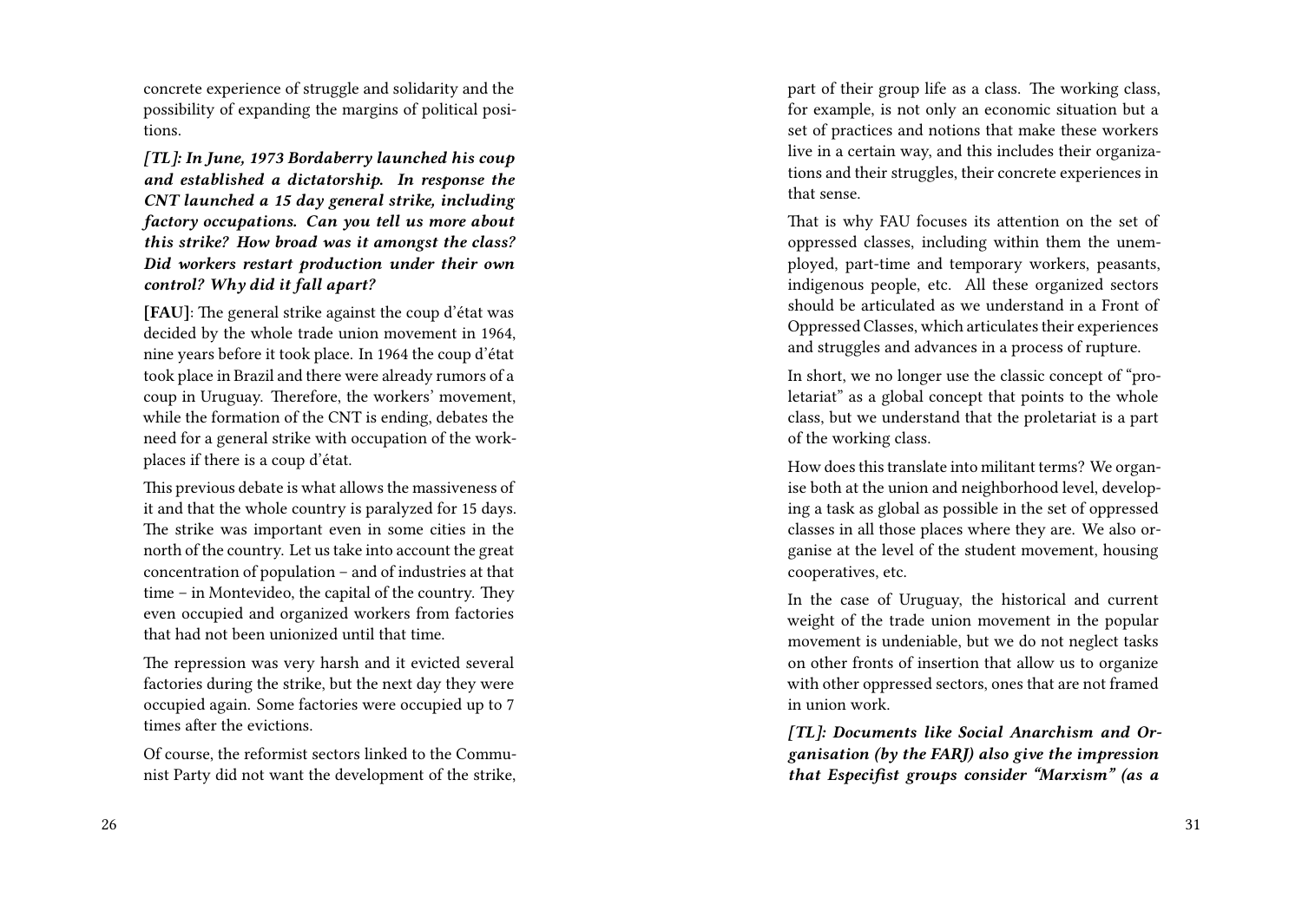concrete experience of struggle and solidarity and the possibility of expanding the margins of political positions.

***[TL]: In June, 1973 Bordaberry launched his coup and established a dictatorship. In response the CNT launched a 15 day general strike, including factory occupations. Can you tell us more about this strike? How broad was it amongst the class? Did workers restart production under their own control? Why did it fall apart?***

**[FAU]**: The general strike against the coup d'état was decided by the whole trade union movement in 1964, nine years before it took place. In 1964 the coup d'état took place in Brazil and there were already rumors of a coup in Uruguay. Therefore, the workers' movement, while the formation of the CNT is ending, debates the need for a general strike with occupation of the workplaces if there is a coup d'état.

This previous debate is what allows the massiveness of it and that the whole country is paralyzed for 15 days. The strike was important even in some cities in the north of the country. Let us take into account the great concentration of population – and of industries at that time – in Montevideo, the capital of the country. They even occupied and organized workers from factories that had not been unionized until that time.

The repression was very harsh and it evicted several factories during the strike, but the next day they were occupied again. Some factories were occupied up to 7 times after the evictions.

Of course, the reformist sectors linked to the Communist Party did not want the development of the strike,

part of their group life as a class. The working class, for example, is not only an economic situation but a set of practices and notions that make these workers live in a certain way, and this includes their organizations and their struggles, their concrete experiences in that sense.

That is why FAU focuses its attention on the set of oppressed classes, including within them the unemployed, part-time and temporary workers, peasants, indigenous people, etc. All these organized sectors should be articulated as we understand in a Front of Oppressed Classes, which articulates their experiences and struggles and advances in a process of rupture.

In short, we no longer use the classic concept of "proletariat" as a global concept that points to the whole class, but we understand that the proletariat is a part of the working class.

How does this translate into militant terms? We organise both at the union and neighborhood level, developing a task as global as possible in the set of oppressed classes in all those places where they are. We also organise at the level of the student movement, housing cooperatives, etc.

In the case of Uruguay, the historical and current weight of the trade union movement in the popular movement is undeniable, but we do not neglect tasks on other fronts of insertion that allow us to organize with other oppressed sectors, ones that are not framed in union work.

***[TL]: Documents like Social Anarchism and Organisation (by the FARJ) also give the impression that Especifist groups consider "Marxism" (as a***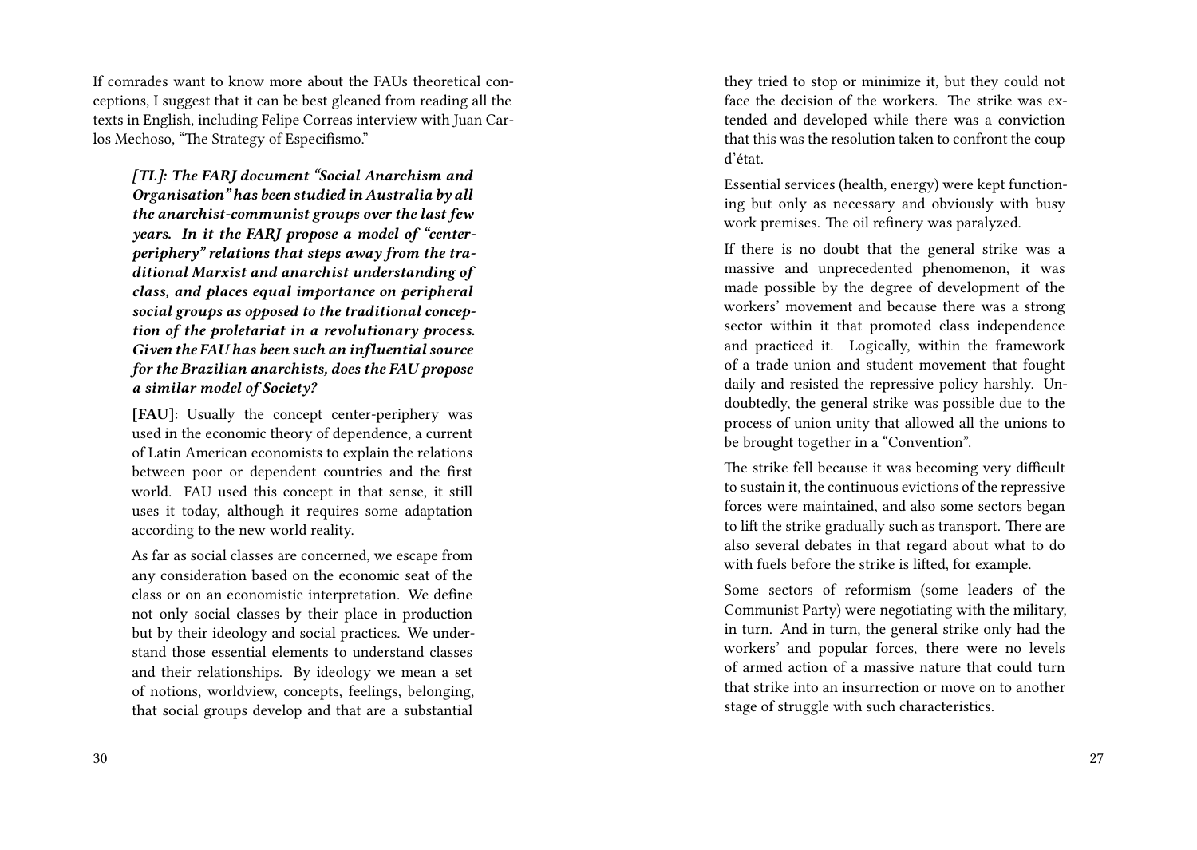If comrades want to know more about the FAUs theoretical conceptions, I suggest that it can be best gleaned from reading all the texts in English, including Felipe Correas interview with Juan Carlos Mechoso, "The Strategy of Especifismo."

> ***[TL]: The FARJ document "Social Anarchism and Organisation" has been studied in Australia by all the anarchist-communist groups over the last few years. In it the FARJ propose a model of "center-periphery" relations that steps away from the traditional Marxist and anarchist understanding of class, and places equal importance on peripheral social groups as opposed to the traditional conception of the proletariat in a revolutionary process. Given the FAU has been such an influential source for the Brazilian anarchists, does the FAU propose a similar model of Society?***
>
> **[FAU]**: Usually the concept center-periphery was used in the economic theory of dependence, a current of Latin American economists to explain the relations between poor or dependent countries and the first world. FAU used this concept in that sense, it still uses it today, although it requires some adaptation according to the new world reality.
>
> As far as social classes are concerned, we escape from any consideration based on the economic seat of the class or on an economistic interpretation. We define not only social classes by their place in production but by their ideology and social practices. We understand those essential elements to understand classes and their relationships. By ideology we mean a set of notions, worldview, concepts, feelings, belonging, that social groups develop and that are a substantial

> they tried to stop or minimize it, but they could not face the decision of the workers. The strike was extended and developed while there was a conviction that this was the resolution taken to confront the coup d'état.
>
> Essential services (health, energy) were kept functioning but only as necessary and obviously with busy work premises. The oil refinery was paralyzed.
>
> If there is no doubt that the general strike was a massive and unprecedented phenomenon, it was made possible by the degree of development of the workers' movement and because there was a strong sector within it that promoted class independence and practiced it. Logically, within the framework of a trade union and student movement that fought daily and resisted the repressive policy harshly. Undoubtedly, the general strike was possible due to the process of union unity that allowed all the unions to be brought together in a "Convention".
>
> The strike fell because it was becoming very difficult to sustain it, the continuous evictions of the repressive forces were maintained, and also some sectors began to lift the strike gradually such as transport. There are also several debates in that regard about what to do with fuels before the strike is lifted, for example.
>
> Some sectors of reformism (some leaders of the Communist Party) were negotiating with the military, in turn. And in turn, the general strike only had the workers' and popular forces, there were no levels of armed action of a massive nature that could turn that strike into an insurrection or move on to another stage of struggle with such characteristics.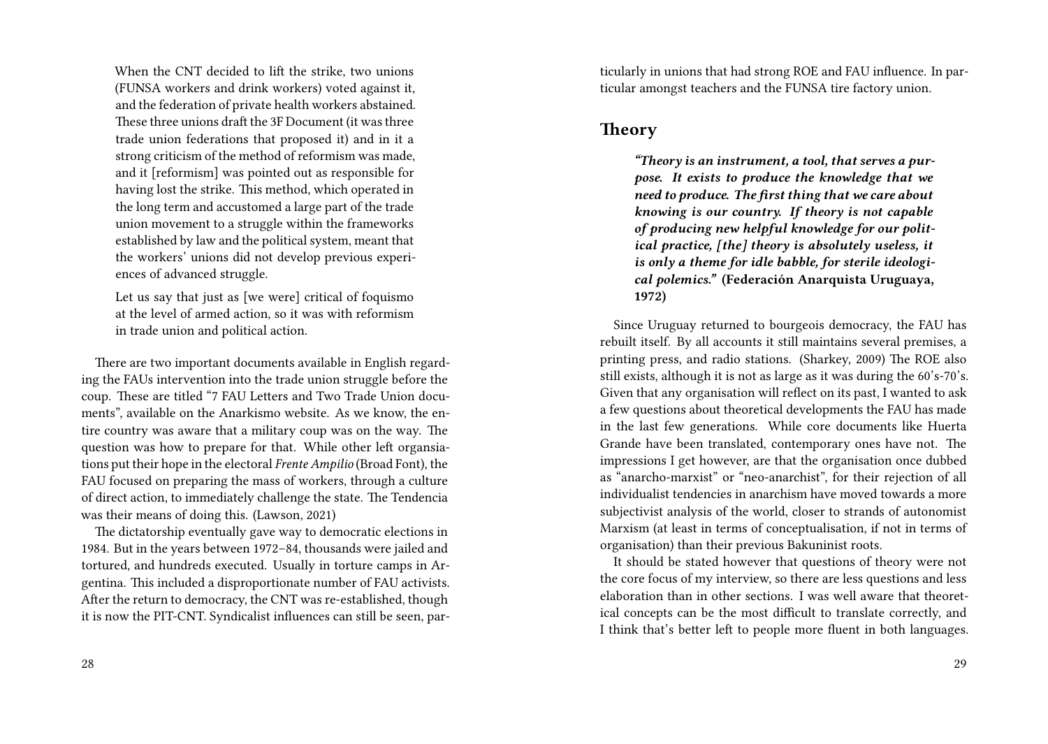> When the CNT decided to lift the strike, two unions (FUNSA workers and drink workers) voted against it, and the federation of private health workers abstained. These three unions draft the 3F Document (it was three trade union federations that proposed it) and in it a strong criticism of the method of reformism was made, and it [reformism] was pointed out as responsible for having lost the strike. This method, which operated in the long term and accustomed a large part of the trade union movement to a struggle within the frameworks established by law and the political system, meant that the workers' unions did not develop previous experiences of advanced struggle.
>
> Let us say that just as [we were] critical of foquismo at the level of armed action, so it was with reformism in trade union and political action.

There are two important documents available in English regarding the FAUs intervention into the trade union struggle before the coup. These are titled "7 FAU Letters and Two Trade Union documents", available on the Anarkismo website. As we know, the entire country was aware that a military coup was on the way. The question was how to prepare for that. While other left organsiations put their hope in the electoral *Frente Ampilio* (Broad Font), the FAU focused on preparing the mass of workers, through a culture of direct action, to immediately challenge the state. The Tendencia was their means of doing this. (Lawson, 2021)

The dictatorship eventually gave way to democratic elections in 1984. But in the years between 1972–84, thousands were jailed and tortured, and hundreds executed. Usually in torture camps in Argentina. This included a disproportionate number of FAU activists. After the return to democracy, the CNT was re-established, though it is now the PIT-CNT. Syndicalist influences can still be seen, particularly in unions that had strong ROE and FAU influence. In particular amongst teachers and the FUNSA tire factory union.

## Theory

> ***"Theory is an instrument, a tool, that serves a purpose. It exists to produce the knowledge that we need to produce. The first thing that we care about knowing is our country. If theory is not capable of producing new helpful knowledge for our political practice, [the] theory is absolutely useless, it is only a theme for idle babble, for sterile ideological polemics."*** **(Federación Anarquista Uruguaya, 1972)**

Since Uruguay returned to bourgeois democracy, the FAU has rebuilt itself. By all accounts it still maintains several premises, a printing press, and radio stations. (Sharkey, 2009) The ROE also still exists, although it is not as large as it was during the 60's-70's. Given that any organisation will reflect on its past, I wanted to ask a few questions about theoretical developments the FAU has made in the last few generations. While core documents like Huerta Grande have been translated, contemporary ones have not. The impressions I get however, are that the organisation once dubbed as "anarcho-marxist" or "neo-anarchist", for their rejection of all individualist tendencies in anarchism have moved towards a more subjectivist analysis of the world, closer to strands of autonomist Marxism (at least in terms of conceptualisation, if not in terms of organisation) than their previous Bakuninist roots.

It should be stated however that questions of theory were not the core focus of my interview, so there are less questions and less elaboration than in other sections. I was well aware that theoretical concepts can be the most difficult to translate correctly, and I think that's better left to people more fluent in both languages.